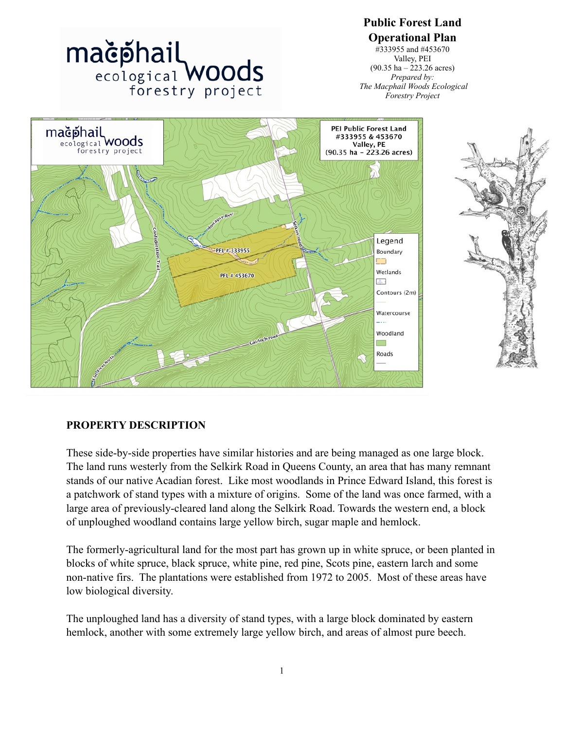# Public Forest Land Operational Plan

#333955 and #453670
Valley, PEI
(90.35 ha – 223.26 acres)
*Prepared by:*
*The Macphail Woods Ecological Forestry Project*

## PROPERTY DESCRIPTION

These side-by-side properties have similar histories and are being managed as one large block. The land runs westerly from the Selkirk Road in Queens County, an area that has many remnant stands of our native Acadian forest. Like most woodlands in Prince Edward Island, this forest is a patchwork of stand types with a mixture of origins. Some of the land was once farmed, with a large area of previously-cleared land along the Selkirk Road. Towards the western end, a block of unploughed woodland contains large yellow birch, sugar maple and hemlock.

The formerly-agricultural land for the most part has grown up in white spruce, or been planted in blocks of white spruce, black spruce, white pine, red pine, Scots pine, eastern larch and some non-native firs. The plantations were established from 1972 to 2005. Most of these areas have low biological diversity.

The unploughed land has a diversity of stand types, with a large block dominated by eastern hemlock, another with some extremely large yellow birch, and areas of almost pure beech.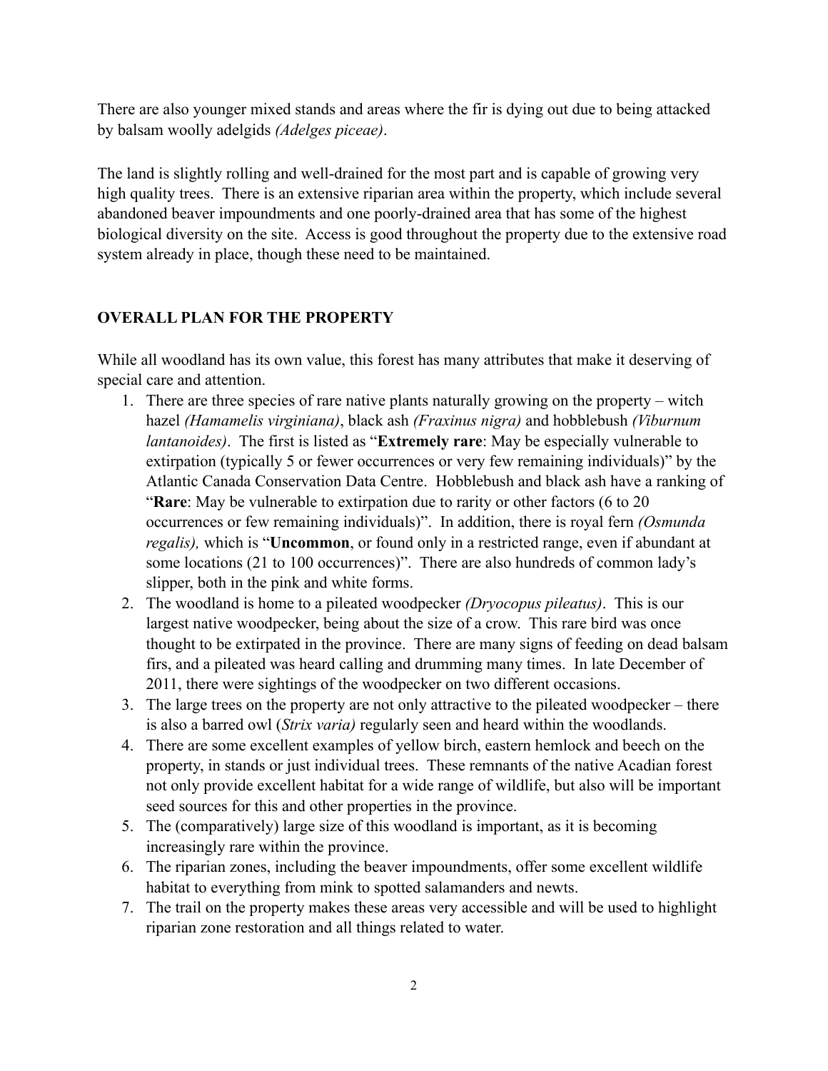There are also younger mixed stands and areas where the fir is dying out due to being attacked by balsam woolly adelgids *(Adelges piceae)*.

The land is slightly rolling and well-drained for the most part and is capable of growing very high quality trees. There is an extensive riparian area within the property, which include several abandoned beaver impoundments and one poorly-drained area that has some of the highest biological diversity on the site. Access is good throughout the property due to the extensive road system already in place, though these need to be maintained.

## OVERALL PLAN FOR THE PROPERTY

While all woodland has its own value, this forest has many attributes that make it deserving of special care and attention.

1. There are three species of rare native plants naturally growing on the property – witch hazel *(Hamamelis virginiana)*, black ash *(Fraxinus nigra)* and hobblebush *(Viburnum lantanoides)*. The first is listed as "**Extremely rare**: May be especially vulnerable to extirpation (typically 5 or fewer occurrences or very few remaining individuals)" by the Atlantic Canada Conservation Data Centre. Hobblebush and black ash have a ranking of "**Rare**: May be vulnerable to extirpation due to rarity or other factors (6 to 20 occurrences or few remaining individuals)". In addition, there is royal fern *(Osmunda regalis),* which is "**Uncommon**, or found only in a restricted range, even if abundant at some locations (21 to 100 occurrences)". There are also hundreds of common lady's slipper, both in the pink and white forms.
2. The woodland is home to a pileated woodpecker *(Dryocopus pileatus)*. This is our largest native woodpecker, being about the size of a crow. This rare bird was once thought to be extirpated in the province. There are many signs of feeding on dead balsam firs, and a pileated was heard calling and drumming many times. In late December of 2011, there were sightings of the woodpecker on two different occasions.
3. The large trees on the property are not only attractive to the pileated woodpecker – there is also a barred owl (*Strix varia)* regularly seen and heard within the woodlands.
4. There are some excellent examples of yellow birch, eastern hemlock and beech on the property, in stands or just individual trees. These remnants of the native Acadian forest not only provide excellent habitat for a wide range of wildlife, but also will be important seed sources for this and other properties in the province.
5. The (comparatively) large size of this woodland is important, as it is becoming increasingly rare within the province.
6. The riparian zones, including the beaver impoundments, offer some excellent wildlife habitat to everything from mink to spotted salamanders and newts.
7. The trail on the property makes these areas very accessible and will be used to highlight riparian zone restoration and all things related to water.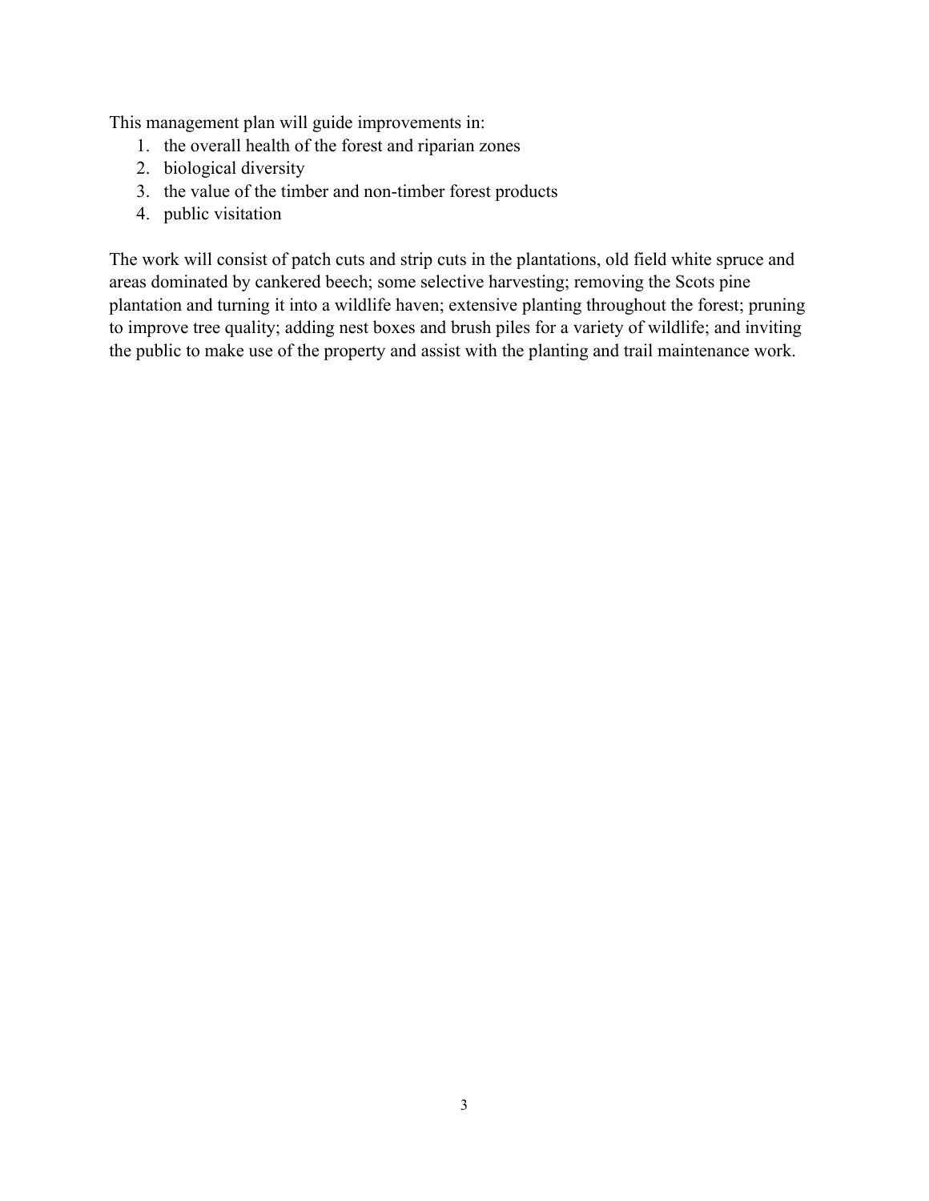This management plan will guide improvements in:

1. the overall health of the forest and riparian zones
2. biological diversity
3. the value of the timber and non-timber forest products
4. public visitation

The work will consist of patch cuts and strip cuts in the plantations, old field white spruce and areas dominated by cankered beech; some selective harvesting; removing the Scots pine plantation and turning it into a wildlife haven; extensive planting throughout the forest; pruning to improve tree quality; adding nest boxes and brush piles for a variety of wildlife; and inviting the public to make use of the property and assist with the planting and trail maintenance work.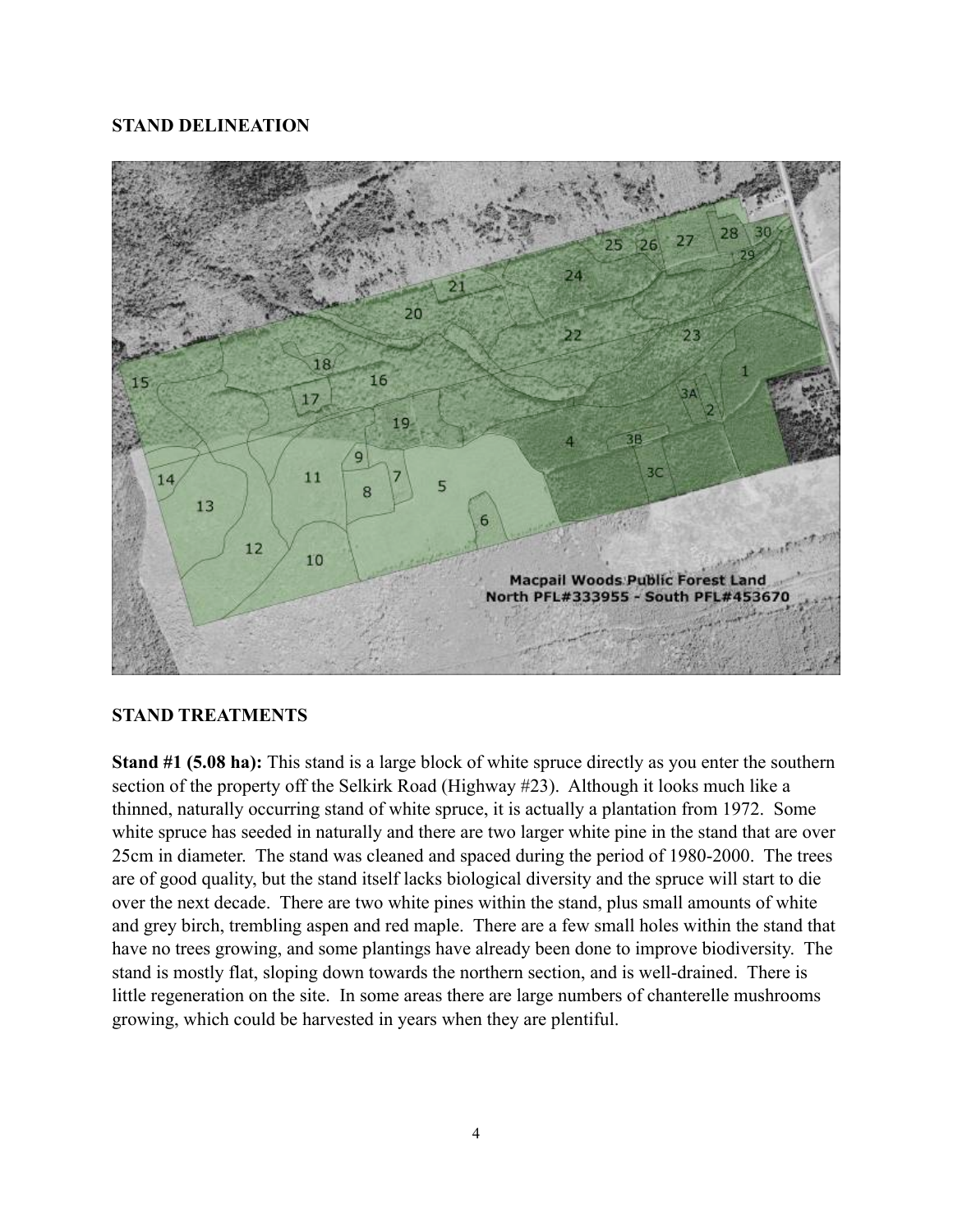## STAND DELINEATION

## STAND TREATMENTS

**Stand #1 (5.08 ha):** This stand is a large block of white spruce directly as you enter the southern section of the property off the Selkirk Road (Highway #23). Although it looks much like a thinned, naturally occurring stand of white spruce, it is actually a plantation from 1972. Some white spruce has seeded in naturally and there are two larger white pine in the stand that are over 25cm in diameter. The stand was cleaned and spaced during the period of 1980-2000. The trees are of good quality, but the stand itself lacks biological diversity and the spruce will start to die over the next decade. There are two white pines within the stand, plus small amounts of white and grey birch, trembling aspen and red maple. There are a few small holes within the stand that have no trees growing, and some plantings have already been done to improve biodiversity. The stand is mostly flat, sloping down towards the northern section, and is well-drained. There is little regeneration on the site. In some areas there are large numbers of chanterelle mushrooms growing, which could be harvested in years when they are plentiful.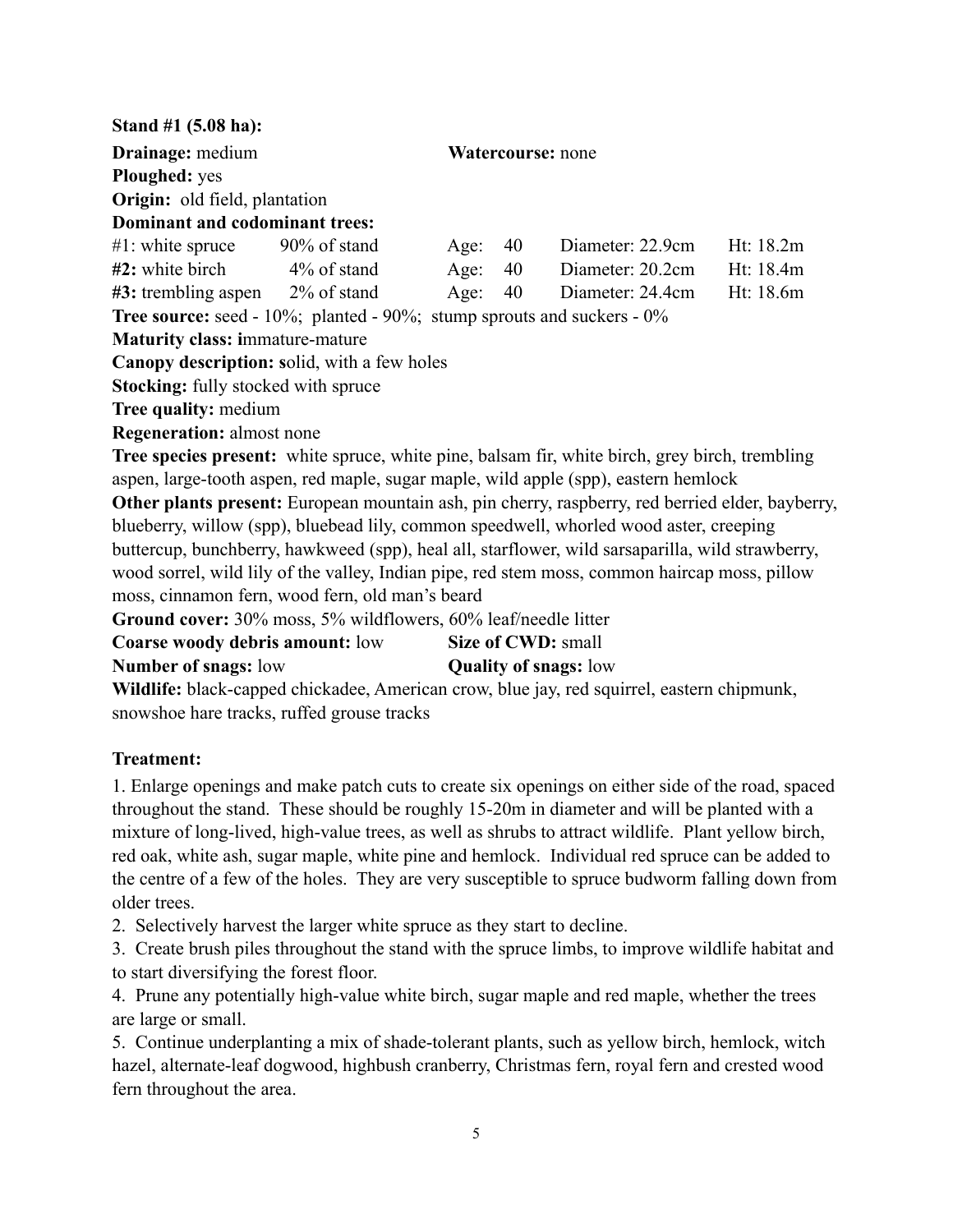**Stand #1 (5.08 ha):**

**Drainage:** medium **Watercourse:** none

**Ploughed:** yes

**Origin:** old field, plantation

**Dominant and codominant trees:**

| | | | | |
|---|---|---|---|---|
| #1: white spruce | 90% of stand | Age: 40 | Diameter: 22.9cm | Ht: 18.2m |
| **#2:** white birch | 4% of stand | Age: 40 | Diameter: 20.2cm | Ht: 18.4m |
| **#3:** trembling aspen | 2% of stand | Age: 40 | Diameter: 24.4cm | Ht: 18.6m |

**Tree source:** seed - 10%; planted - 90%; stump sprouts and suckers - 0%

**Maturity class: i**mmature-mature

**Canopy description: s**olid, with a few holes

**Stocking:** fully stocked with spruce

**Tree quality:** medium

**Regeneration:** almost none

**Tree species present:** white spruce, white pine, balsam fir, white birch, grey birch, trembling aspen, large-tooth aspen, red maple, sugar maple, wild apple (spp), eastern hemlock

**Other plants present:** European mountain ash, pin cherry, raspberry, red berried elder, bayberry, blueberry, willow (spp), bluebead lily, common speedwell, whorled wood aster, creeping buttercup, bunchberry, hawkweed (spp), heal all, starflower, wild sarsaparilla, wild strawberry, wood sorrel, wild lily of the valley, Indian pipe, red stem moss, common haircap moss, pillow moss, cinnamon fern, wood fern, old man's beard

**Ground cover:** 30% moss, 5% wildflowers, 60% leaf/needle litter

**Coarse woody debris amount:** low **Size of CWD:** small

**Number of snags:** low **Quality of snags:** low

**Wildlife:** black-capped chickadee, American crow, blue jay, red squirrel, eastern chipmunk, snowshoe hare tracks, ruffed grouse tracks

**Treatment:**

1. Enlarge openings and make patch cuts to create six openings on either side of the road, spaced throughout the stand. These should be roughly 15-20m in diameter and will be planted with a mixture of long-lived, high-value trees, as well as shrubs to attract wildlife. Plant yellow birch, red oak, white ash, sugar maple, white pine and hemlock. Individual red spruce can be added to the centre of a few of the holes. They are very susceptible to spruce budworm falling down from older trees.
2. Selectively harvest the larger white spruce as they start to decline.
3. Create brush piles throughout the stand with the spruce limbs, to improve wildlife habitat and to start diversifying the forest floor.
4. Prune any potentially high-value white birch, sugar maple and red maple, whether the trees are large or small.
5. Continue underplanting a mix of shade-tolerant plants, such as yellow birch, hemlock, witch hazel, alternate-leaf dogwood, highbush cranberry, Christmas fern, royal fern and crested wood fern throughout the area.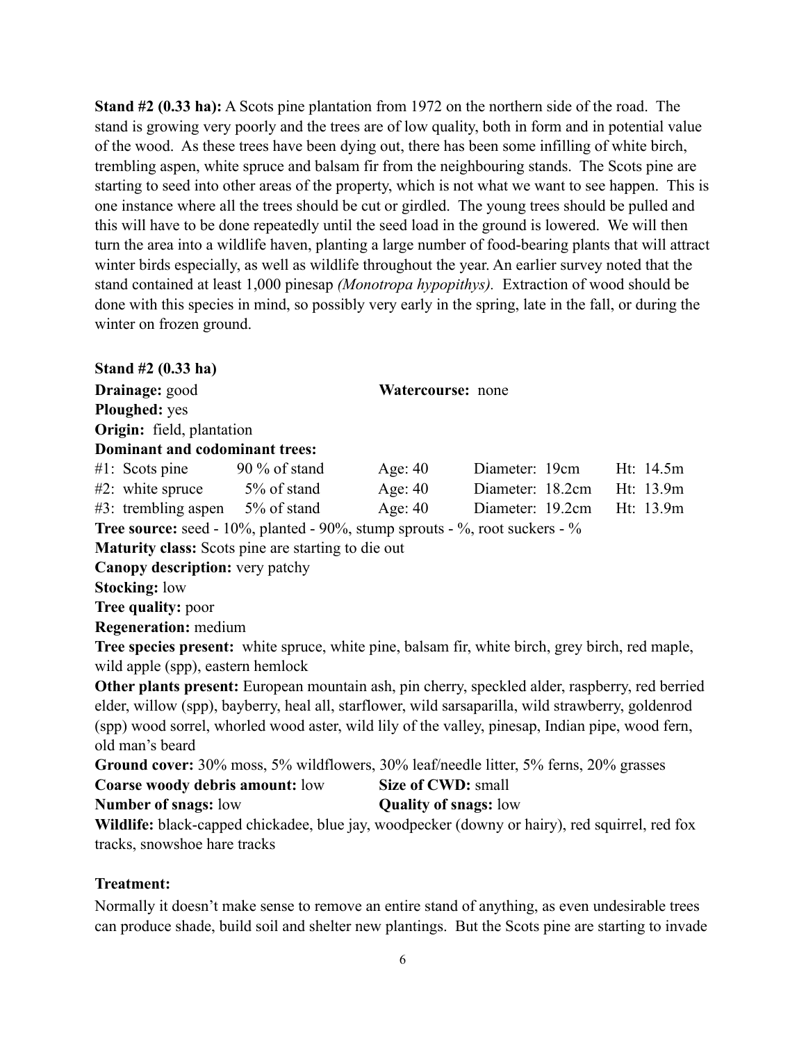**Stand #2 (0.33 ha):** A Scots pine plantation from 1972 on the northern side of the road. The stand is growing very poorly and the trees are of low quality, both in form and in potential value of the wood. As these trees have been dying out, there has been some infilling of white birch, trembling aspen, white spruce and balsam fir from the neighbouring stands. The Scots pine are starting to seed into other areas of the property, which is not what we want to see happen. This is one instance where all the trees should be cut or girdled. The young trees should be pulled and this will have to be done repeatedly until the seed load in the ground is lowered. We will then turn the area into a wildlife haven, planting a large number of food-bearing plants that will attract winter birds especially, as well as wildlife throughout the year. An earlier survey noted that the stand contained at least 1,000 pinesap *(Monotropa hypopithys).* Extraction of wood should be done with this species in mind, so possibly very early in the spring, late in the fall, or during the winter on frozen ground.

**Stand #2 (0.33 ha)**

**Drainage:** good **Watercourse:** none

**Ploughed:** yes

**Origin:** field, plantation

**Dominant and codominant trees:**

| | | | | |
|---|---|---|---|---|
| #1: Scots pine | 90 % of stand | Age: 40 | Diameter: 19cm | Ht: 14.5m |
| #2: white spruce | 5% of stand | Age: 40 | Diameter: 18.2cm | Ht: 13.9m |
| #3: trembling aspen | 5% of stand | Age: 40 | Diameter: 19.2cm | Ht: 13.9m |

**Tree source:** seed - 10%, planted - 90%, stump sprouts - %, root suckers - %

**Maturity class:** Scots pine are starting to die out

**Canopy description:** very patchy

**Stocking:** low

**Tree quality:** poor

**Regeneration:** medium

**Tree species present:** white spruce, white pine, balsam fir, white birch, grey birch, red maple, wild apple (spp), eastern hemlock

**Other plants present:** European mountain ash, pin cherry, speckled alder, raspberry, red berried elder, willow (spp), bayberry, heal all, starflower, wild sarsaparilla, wild strawberry, goldenrod (spp) wood sorrel, whorled wood aster, wild lily of the valley, pinesap, Indian pipe, wood fern, old man's beard

**Ground cover:** 30% moss, 5% wildflowers, 30% leaf/needle litter, 5% ferns, 20% grasses

**Coarse woody debris amount:** low **Size of CWD:** small

**Number of snags:** low **Quality of snags:** low

**Wildlife:** black-capped chickadee, blue jay, woodpecker (downy or hairy), red squirrel, red fox tracks, snowshoe hare tracks

**Treatment:**

Normally it doesn't make sense to remove an entire stand of anything, as even undesirable trees can produce shade, build soil and shelter new plantings. But the Scots pine are starting to invade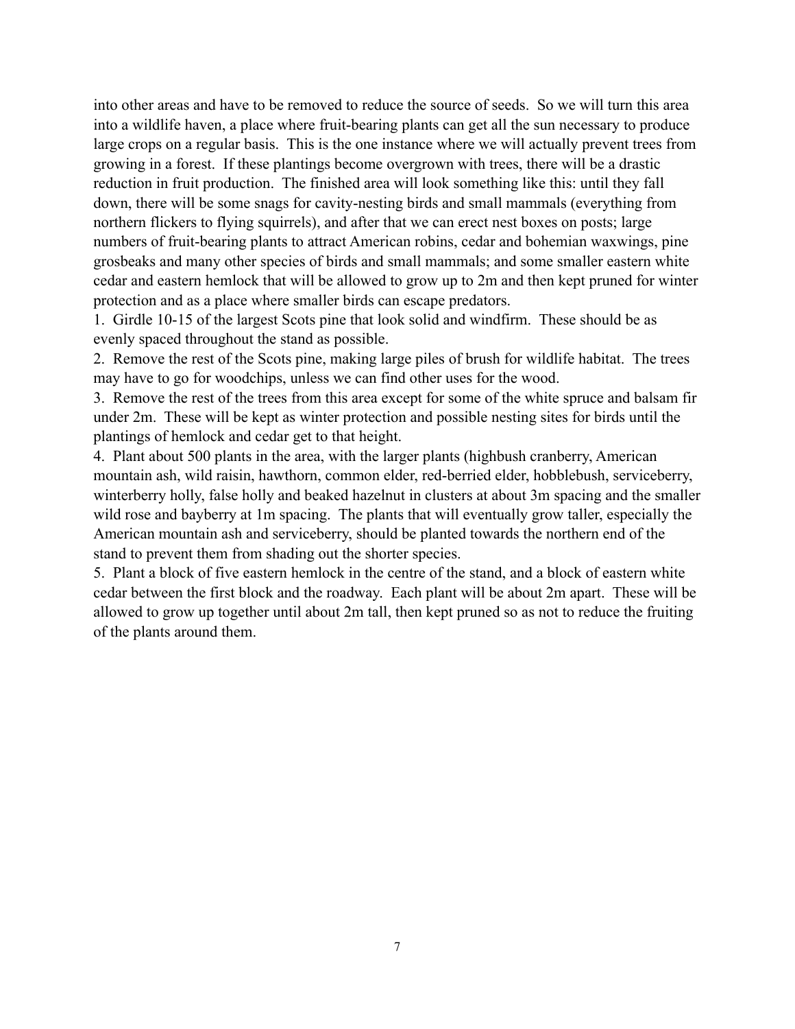into other areas and have to be removed to reduce the source of seeds. So we will turn this area into a wildlife haven, a place where fruit-bearing plants can get all the sun necessary to produce large crops on a regular basis. This is the one instance where we will actually prevent trees from growing in a forest. If these plantings become overgrown with trees, there will be a drastic reduction in fruit production. The finished area will look something like this: until they fall down, there will be some snags for cavity-nesting birds and small mammals (everything from northern flickers to flying squirrels), and after that we can erect nest boxes on posts; large numbers of fruit-bearing plants to attract American robins, cedar and bohemian waxwings, pine grosbeaks and many other species of birds and small mammals; and some smaller eastern white cedar and eastern hemlock that will be allowed to grow up to 2m and then kept pruned for winter protection and as a place where smaller birds can escape predators.

1. Girdle 10-15 of the largest Scots pine that look solid and windfirm. These should be as evenly spaced throughout the stand as possible.
2. Remove the rest of the Scots pine, making large piles of brush for wildlife habitat. The trees may have to go for woodchips, unless we can find other uses for the wood.
3. Remove the rest of the trees from this area except for some of the white spruce and balsam fir under 2m. These will be kept as winter protection and possible nesting sites for birds until the plantings of hemlock and cedar get to that height.
4. Plant about 500 plants in the area, with the larger plants (highbush cranberry, American mountain ash, wild raisin, hawthorn, common elder, red-berried elder, hobblebush, serviceberry, winterberry holly, false holly and beaked hazelnut in clusters at about 3m spacing and the smaller wild rose and bayberry at 1m spacing. The plants that will eventually grow taller, especially the American mountain ash and serviceberry, should be planted towards the northern end of the stand to prevent them from shading out the shorter species.
5. Plant a block of five eastern hemlock in the centre of the stand, and a block of eastern white cedar between the first block and the roadway. Each plant will be about 2m apart. These will be allowed to grow up together until about 2m tall, then kept pruned so as not to reduce the fruiting of the plants around them.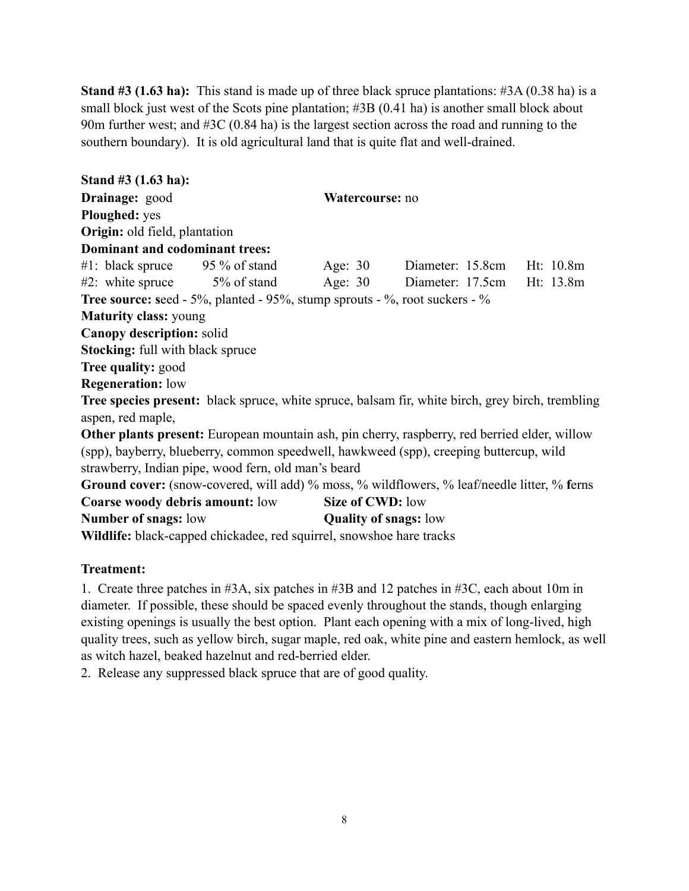**Stand #3 (1.63 ha):** This stand is made up of three black spruce plantations: #3A (0.38 ha) is a small block just west of the Scots pine plantation; #3B (0.41 ha) is another small block about 90m further west; and #3C (0.84 ha) is the largest section across the road and running to the southern boundary). It is old agricultural land that is quite flat and well-drained.

**Stand #3 (1.63 ha):**
**Drainage:** good **Watercourse:** no
**Ploughed:** yes
**Origin:** old field, plantation
**Dominant and codominant trees:**

| | | | | |
|---|---|---|---|---|
| #1: black spruce | 95 % of stand | Age: 30 | Diameter: 15.8cm | Ht: 10.8m |
| #2: white spruce | 5% of stand | Age: 30 | Diameter: 17.5cm | Ht: 13.8m |

**Tree source: s**eed - 5%, planted - 95%, stump sprouts - %, root suckers - %
**Maturity class:** young
**Canopy description:** solid
**Stocking:** full with black spruce
**Tree quality:** good
**Regeneration:** low
**Tree species present:** black spruce, white spruce, balsam fir, white birch, grey birch, trembling aspen, red maple,
**Other plants present:** European mountain ash, pin cherry, raspberry, red berried elder, willow (spp), bayberry, blueberry, common speedwell, hawkweed (spp), creeping buttercup, wild strawberry, Indian pipe, wood fern, old man's beard
**Ground cover:** (snow-covered, will add) % moss, % wildflowers, % leaf/needle litter, % **f**erns
**Coarse woody debris amount:** low **Size of CWD:** low
**Number of snags:** low **Quality of snags:** low
**Wildlife:** black-capped chickadee, red squirrel, snowshoe hare tracks

**Treatment:**

1. Create three patches in #3A, six patches in #3B and 12 patches in #3C, each about 10m in diameter. If possible, these should be spaced evenly throughout the stands, though enlarging existing openings is usually the best option. Plant each opening with a mix of long-lived, high quality trees, such as yellow birch, sugar maple, red oak, white pine and eastern hemlock, as well as witch hazel, beaked hazelnut and red-berried elder.
2. Release any suppressed black spruce that are of good quality.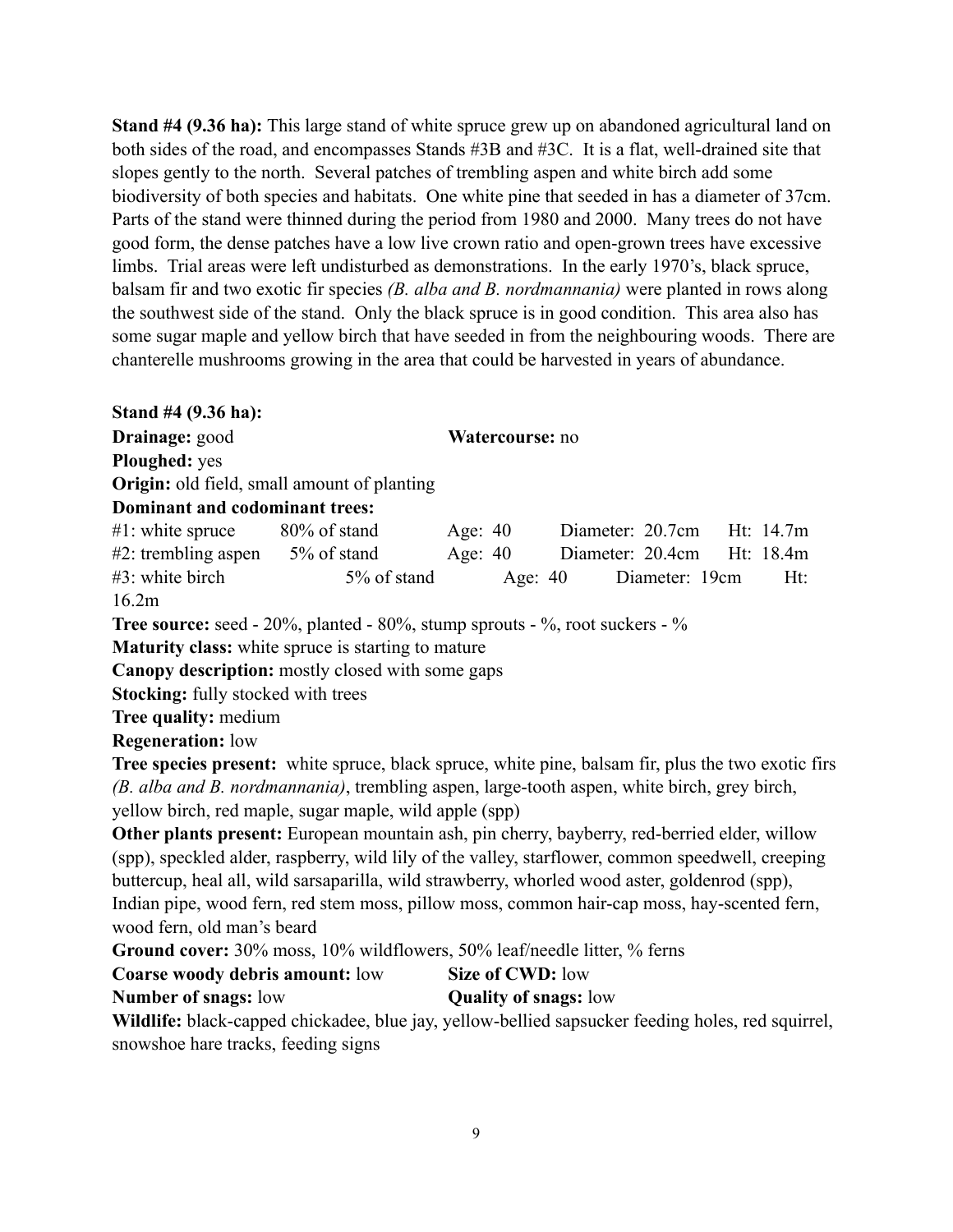**Stand #4 (9.36 ha):** This large stand of white spruce grew up on abandoned agricultural land on both sides of the road, and encompasses Stands #3B and #3C. It is a flat, well-drained site that slopes gently to the north. Several patches of trembling aspen and white birch add some biodiversity of both species and habitats. One white pine that seeded in has a diameter of 37cm. Parts of the stand were thinned during the period from 1980 and 2000. Many trees do not have good form, the dense patches have a low live crown ratio and open-grown trees have excessive limbs. Trial areas were left undisturbed as demonstrations. In the early 1970's, black spruce, balsam fir and two exotic fir species *(B. alba and B. nordmannania)* were planted in rows along the southwest side of the stand. Only the black spruce is in good condition. This area also has some sugar maple and yellow birch that have seeded in from the neighbouring woods. There are chanterelle mushrooms growing in the area that could be harvested in years of abundance.

**Stand #4 (9.36 ha):**

**Drainage:** good **Watercourse:** no

**Ploughed:** yes

**Origin:** old field, small amount of planting

**Dominant and codominant trees:**

| | | | | |
|---|---|---|---|---|
| #1: white spruce | 80% of stand | Age: 40 | Diameter: 20.7cm | Ht: 14.7m |
| #2: trembling aspen | 5% of stand | Age: 40 | Diameter: 20.4cm | Ht: 18.4m |
| #3: white birch | 5% of stand | Age: 40 | Diameter: 19cm | Ht: 16.2m |

**Tree source:** seed - 20%, planted - 80%, stump sprouts - %, root suckers - %

**Maturity class:** white spruce is starting to mature

**Canopy description:** mostly closed with some gaps

**Stocking:** fully stocked with trees

**Tree quality:** medium

**Regeneration:** low

**Tree species present:** white spruce, black spruce, white pine, balsam fir, plus the two exotic firs *(B. alba and B. nordmannania)*, trembling aspen, large-tooth aspen, white birch, grey birch, yellow birch, red maple, sugar maple, wild apple (spp)

**Other plants present:** European mountain ash, pin cherry, bayberry, red-berried elder, willow (spp), speckled alder, raspberry, wild lily of the valley, starflower, common speedwell, creeping buttercup, heal all, wild sarsaparilla, wild strawberry, whorled wood aster, goldenrod (spp), Indian pipe, wood fern, red stem moss, pillow moss, common hair-cap moss, hay-scented fern, wood fern, old man's beard

**Ground cover:** 30% moss, 10% wildflowers, 50% leaf/needle litter, % ferns

**Coarse woody debris amount:** low **Size of CWD:** low

**Number of snags:** low **Quality of snags:** low

**Wildlife:** black-capped chickadee, blue jay, yellow-bellied sapsucker feeding holes, red squirrel, snowshoe hare tracks, feeding signs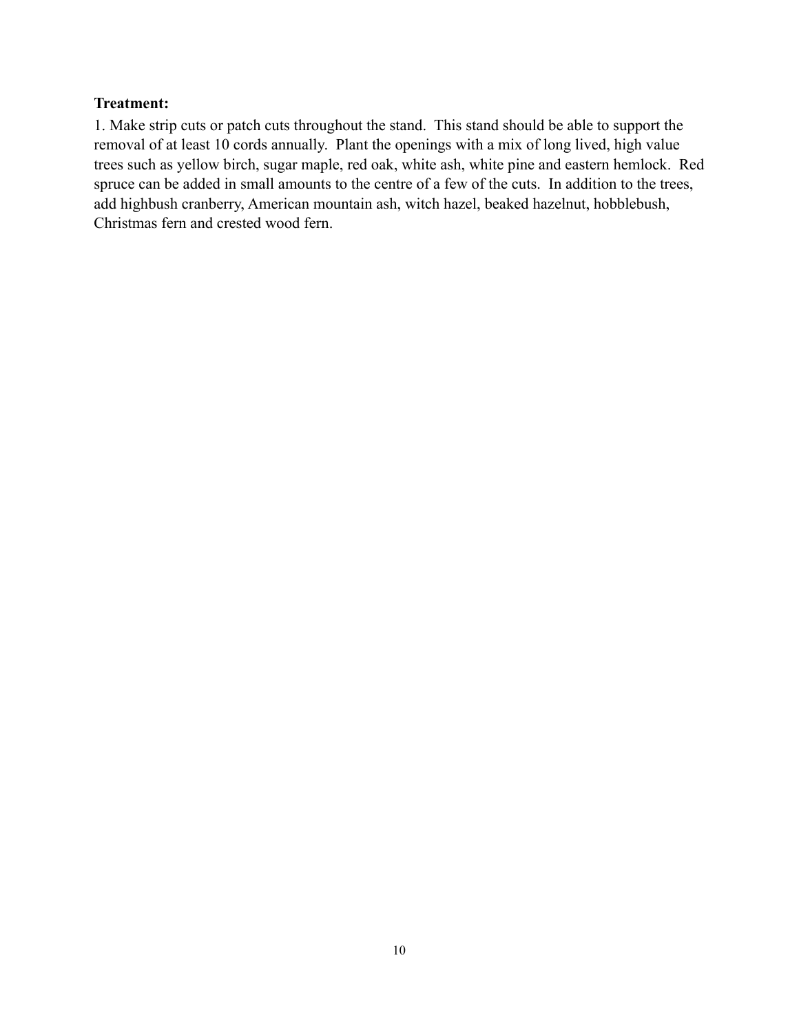**Treatment:**

1. Make strip cuts or patch cuts throughout the stand. This stand should be able to support the removal of at least 10 cords annually. Plant the openings with a mix of long lived, high value trees such as yellow birch, sugar maple, red oak, white ash, white pine and eastern hemlock. Red spruce can be added in small amounts to the centre of a few of the cuts. In addition to the trees, add highbush cranberry, American mountain ash, witch hazel, beaked hazelnut, hobblebush, Christmas fern and crested wood fern.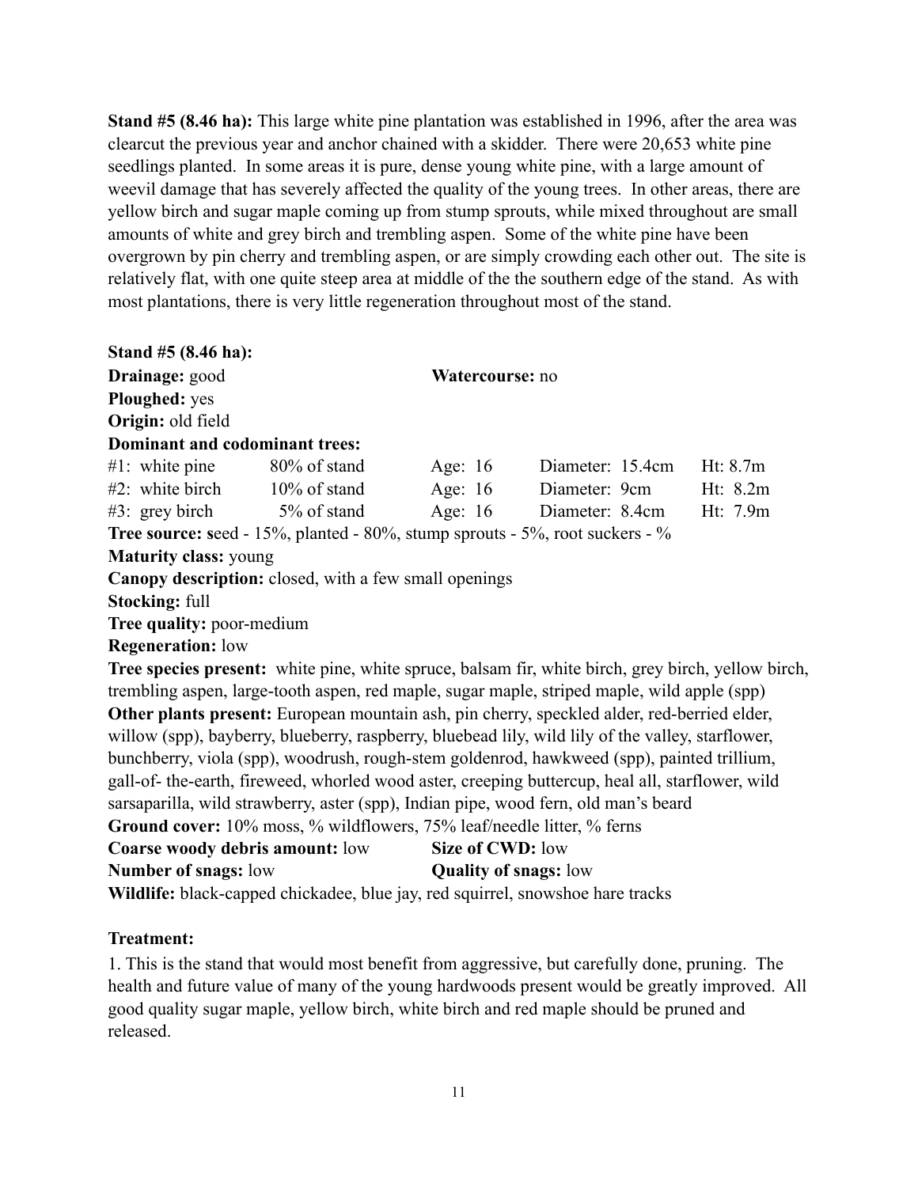**Stand #5 (8.46 ha):** This large white pine plantation was established in 1996, after the area was clearcut the previous year and anchor chained with a skidder. There were 20,653 white pine seedlings planted. In some areas it is pure, dense young white pine, with a large amount of weevil damage that has severely affected the quality of the young trees. In other areas, there are yellow birch and sugar maple coming up from stump sprouts, while mixed throughout are small amounts of white and grey birch and trembling aspen. Some of the white pine have been overgrown by pin cherry and trembling aspen, or are simply crowding each other out. The site is relatively flat, with one quite steep area at middle of the the southern edge of the stand. As with most plantations, there is very little regeneration throughout most of the stand.

**Stand #5 (8.46 ha):**
**Drainage:** good **Watercourse:** no
**Ploughed:** yes
**Origin:** old field
**Dominant and codominant trees:**

| | | | | |
|---|---|---|---|---|
| #1: white pine | 80% of stand | Age: 16 | Diameter: 15.4cm | Ht: 8.7m |
| #2: white birch | 10% of stand | Age: 16 | Diameter: 9cm | Ht: 8.2m |
| #3: grey birch | 5% of stand | Age: 16 | Diameter: 8.4cm | Ht: 7.9m |

**Tree source: s**eed - 15%, planted - 80%, stump sprouts - 5%, root suckers - %
**Maturity class:** young
**Canopy description:** closed, with a few small openings
**Stocking:** full
**Tree quality:** poor-medium
**Regeneration:** low
**Tree species present:** white pine, white spruce, balsam fir, white birch, grey birch, yellow birch, trembling aspen, large-tooth aspen, red maple, sugar maple, striped maple, wild apple (spp)
**Other plants present:** European mountain ash, pin cherry, speckled alder, red-berried elder, willow (spp), bayberry, blueberry, raspberry, bluebead lily, wild lily of the valley, starflower, bunchberry, viola (spp), woodrush, rough-stem goldenrod, hawkweed (spp), painted trillium, gall-of- the-earth, fireweed, whorled wood aster, creeping buttercup, heal all, starflower, wild sarsaparilla, wild strawberry, aster (spp), Indian pipe, wood fern, old man's beard
**Ground cover:** 10% moss, % wildflowers, 75% leaf/needle litter, % ferns
**Coarse woody debris amount:** low **Size of CWD:** low
**Number of snags:** low **Quality of snags:** low
**Wildlife:** black-capped chickadee, blue jay, red squirrel, snowshoe hare tracks

**Treatment:**

1. This is the stand that would most benefit from aggressive, but carefully done, pruning. The health and future value of many of the young hardwoods present would be greatly improved. All good quality sugar maple, yellow birch, white birch and red maple should be pruned and released.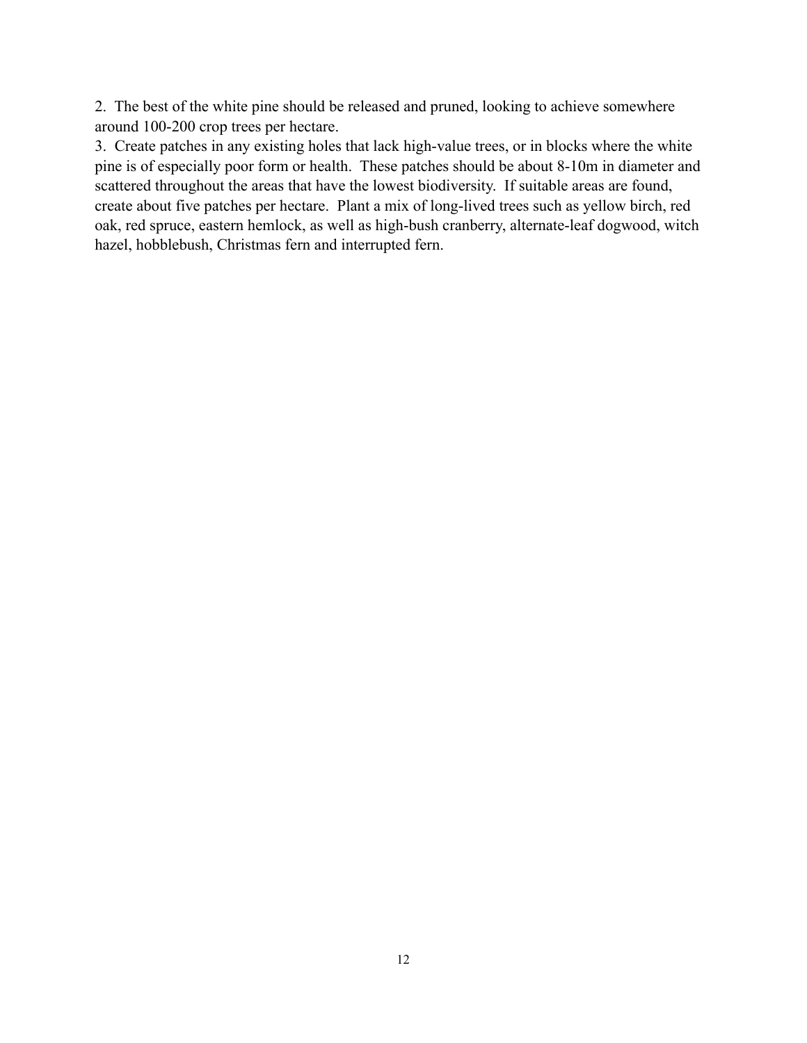2. The best of the white pine should be released and pruned, looking to achieve somewhere around 100-200 crop trees per hectare.
3. Create patches in any existing holes that lack high-value trees, or in blocks where the white pine is of especially poor form or health. These patches should be about 8-10m in diameter and scattered throughout the areas that have the lowest biodiversity. If suitable areas are found, create about five patches per hectare. Plant a mix of long-lived trees such as yellow birch, red oak, red spruce, eastern hemlock, as well as high-bush cranberry, alternate-leaf dogwood, witch hazel, hobblebush, Christmas fern and interrupted fern.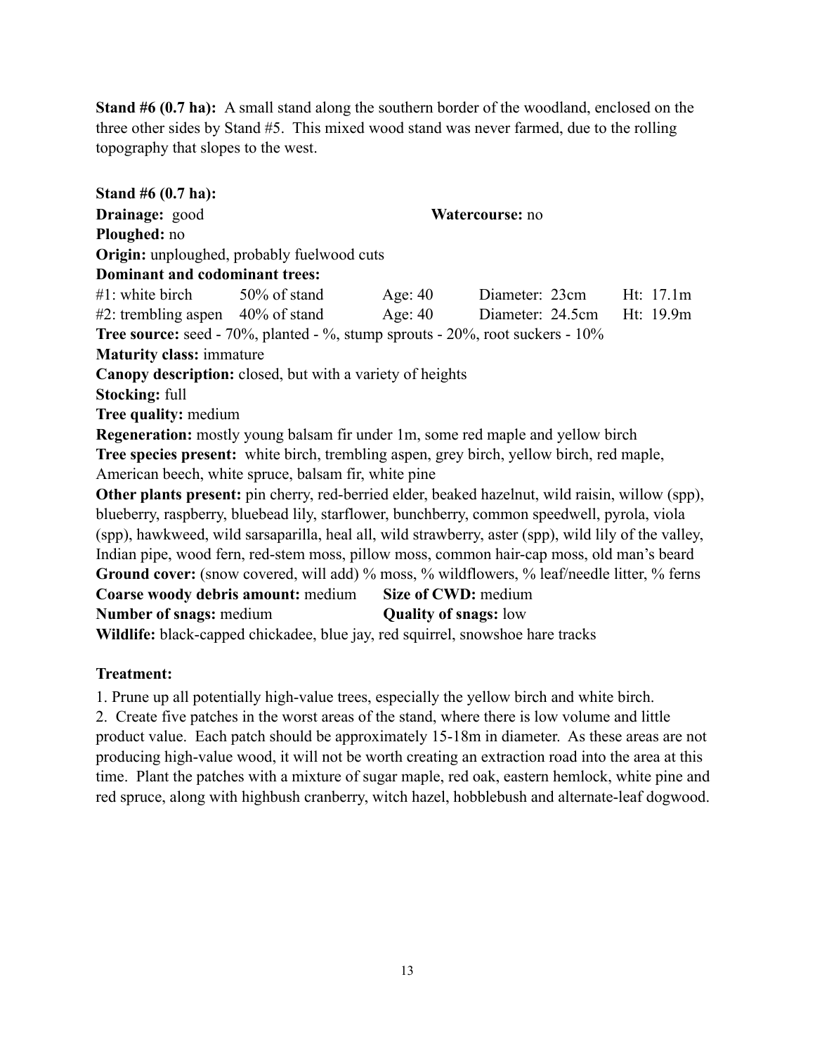**Stand #6 (0.7 ha):** A small stand along the southern border of the woodland, enclosed on the three other sides by Stand #5. This mixed wood stand was never farmed, due to the rolling topography that slopes to the west.

**Stand #6 (0.7 ha):**
**Drainage:** good **Watercourse:** no
**Ploughed:** no
**Origin:** unploughed, probably fuelwood cuts
**Dominant and codominant trees:**

| | | | | |
|---|---|---|---|---|
| #1: white birch | 50% of stand | Age: 40 | Diameter: 23cm | Ht: 17.1m |
| #2: trembling aspen | 40% of stand | Age: 40 | Diameter: 24.5cm | Ht: 19.9m |

**Tree source:** seed - 70%, planted - %, stump sprouts - 20%, root suckers - 10%
**Maturity class:** immature
**Canopy description:** closed, but with a variety of heights
**Stocking:** full
**Tree quality:** medium
**Regeneration:** mostly young balsam fir under 1m, some red maple and yellow birch
**Tree species present:** white birch, trembling aspen, grey birch, yellow birch, red maple, American beech, white spruce, balsam fir, white pine
**Other plants present:** pin cherry, red-berried elder, beaked hazelnut, wild raisin, willow (spp), blueberry, raspberry, bluebead lily, starflower, bunchberry, common speedwell, pyrola, viola (spp), hawkweed, wild sarsaparilla, heal all, wild strawberry, aster (spp), wild lily of the valley, Indian pipe, wood fern, red-stem moss, pillow moss, common hair-cap moss, old man's beard
**Ground cover:** (snow covered, will add) % moss, % wildflowers, % leaf/needle litter, % ferns
**Coarse woody debris amount:** medium **Size of CWD:** medium
**Number of snags:** medium **Quality of snags:** low
**Wildlife:** black-capped chickadee, blue jay, red squirrel, snowshoe hare tracks

**Treatment:**

1. Prune up all potentially high-value trees, especially the yellow birch and white birch.
2. Create five patches in the worst areas of the stand, where there is low volume and little product value. Each patch should be approximately 15-18m in diameter. As these areas are not producing high-value wood, it will not be worth creating an extraction road into the area at this time. Plant the patches with a mixture of sugar maple, red oak, eastern hemlock, white pine and red spruce, along with highbush cranberry, witch hazel, hobblebush and alternate-leaf dogwood.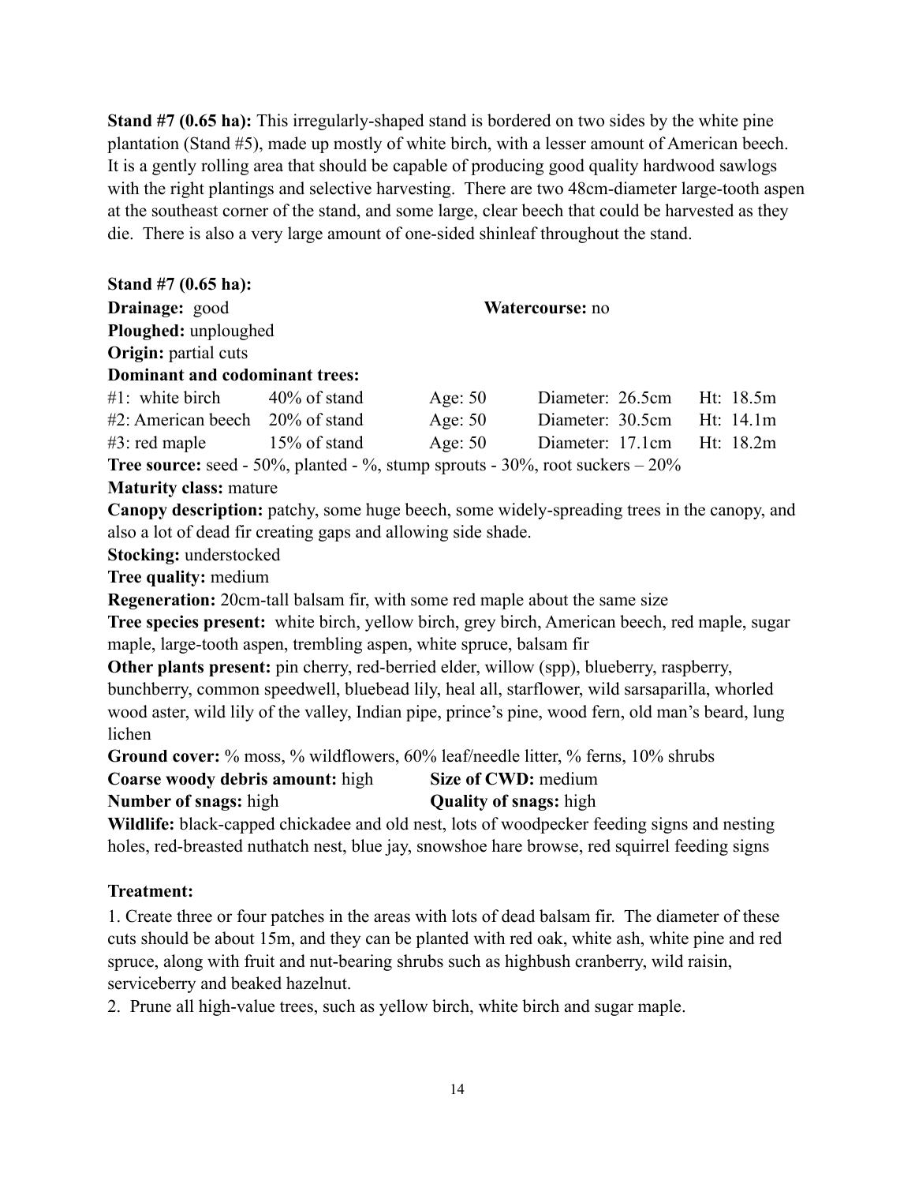**Stand #7 (0.65 ha):** This irregularly-shaped stand is bordered on two sides by the white pine plantation (Stand #5), made up mostly of white birch, with a lesser amount of American beech. It is a gently rolling area that should be capable of producing good quality hardwood sawlogs with the right plantings and selective harvesting. There are two 48cm-diameter large-tooth aspen at the southeast corner of the stand, and some large, clear beech that could be harvested as they die. There is also a very large amount of one-sided shinleaf throughout the stand.

**Stand #7 (0.65 ha):**

**Drainage:** good **Watercourse:** no

**Ploughed:** unploughed

**Origin:** partial cuts

**Dominant and codominant trees:**

| | | | | |
|---|---|---|---|---|
| #1: white birch | 40% of stand | Age: 50 | Diameter: 26.5cm | Ht: 18.5m |
| #2: American beech | 20% of stand | Age: 50 | Diameter: 30.5cm | Ht: 14.1m |
| #3: red maple | 15% of stand | Age: 50 | Diameter: 17.1cm | Ht: 18.2m |

**Tree source:** seed - 50%, planted - %, stump sprouts - 30%, root suckers – 20%

**Maturity class:** mature

**Canopy description:** patchy, some huge beech, some widely-spreading trees in the canopy, and also a lot of dead fir creating gaps and allowing side shade.

**Stocking:** understocked

**Tree quality:** medium

**Regeneration:** 20cm-tall balsam fir, with some red maple about the same size

**Tree species present:** white birch, yellow birch, grey birch, American beech, red maple, sugar maple, large-tooth aspen, trembling aspen, white spruce, balsam fir

**Other plants present:** pin cherry, red-berried elder, willow (spp), blueberry, raspberry, bunchberry, common speedwell, bluebead lily, heal all, starflower, wild sarsaparilla, whorled wood aster, wild lily of the valley, Indian pipe, prince's pine, wood fern, old man's beard, lung lichen

**Ground cover:** % moss, % wildflowers, 60% leaf/needle litter, % ferns, 10% shrubs

**Coarse woody debris amount:** high **Size of CWD:** medium

**Number of snags:** high **Quality of snags:** high

**Wildlife:** black-capped chickadee and old nest, lots of woodpecker feeding signs and nesting holes, red-breasted nuthatch nest, blue jay, snowshoe hare browse, red squirrel feeding signs

**Treatment:**

1. Create three or four patches in the areas with lots of dead balsam fir. The diameter of these cuts should be about 15m, and they can be planted with red oak, white ash, white pine and red spruce, along with fruit and nut-bearing shrubs such as highbush cranberry, wild raisin, serviceberry and beaked hazelnut.
2. Prune all high-value trees, such as yellow birch, white birch and sugar maple.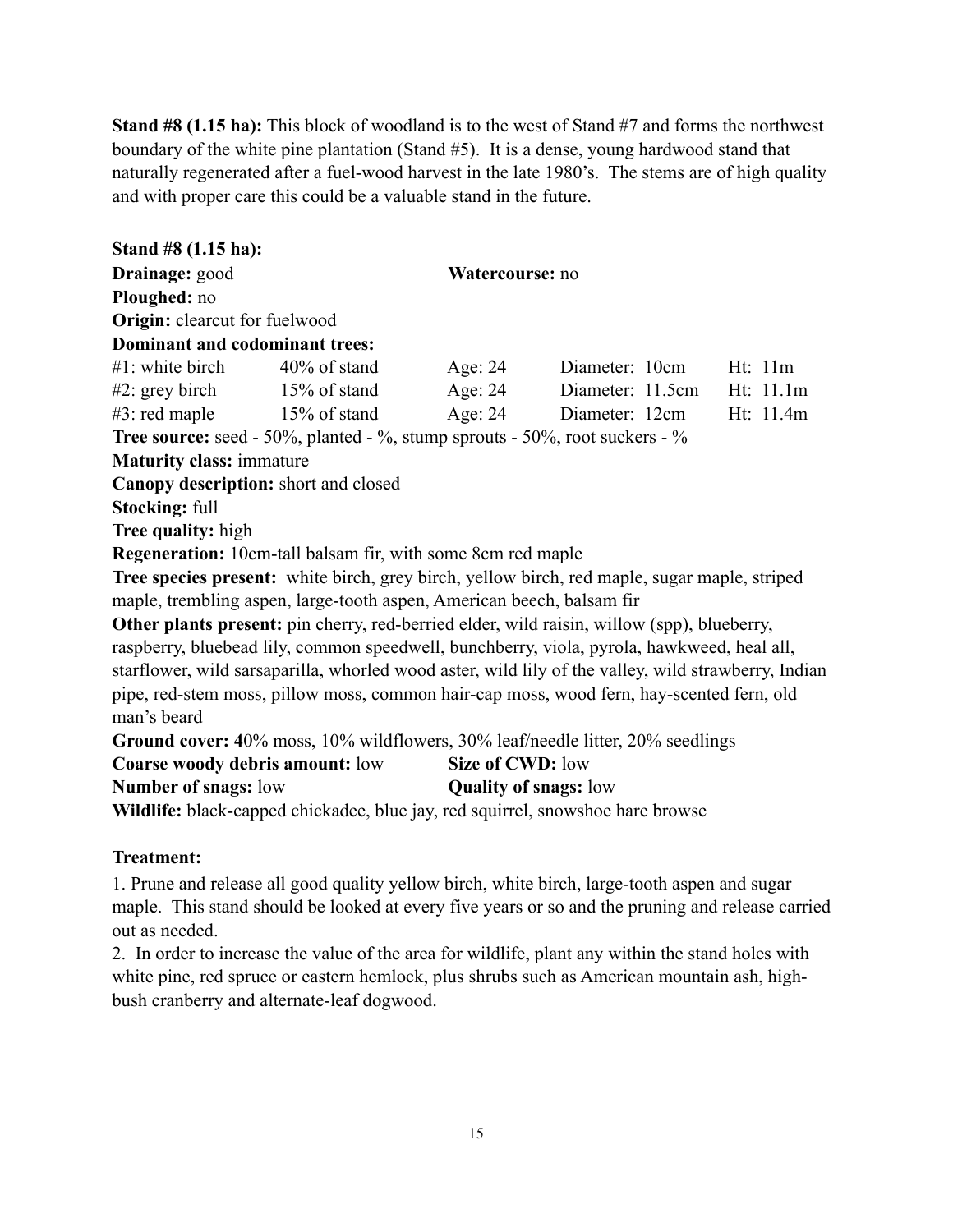**Stand #8 (1.15 ha):** This block of woodland is to the west of Stand #7 and forms the northwest boundary of the white pine plantation (Stand #5). It is a dense, young hardwood stand that naturally regenerated after a fuel-wood harvest in the late 1980's. The stems are of high quality and with proper care this could be a valuable stand in the future.

**Stand #8 (1.15 ha):**
**Drainage:** good **Watercourse:** no
**Ploughed:** no
**Origin:** clearcut for fuelwood
**Dominant and codominant trees:**

| | | | | |
|---|---|---|---|---|
| #1: white birch | 40% of stand | Age: 24 | Diameter: 10cm | Ht: 11m |
| #2: grey birch | 15% of stand | Age: 24 | Diameter: 11.5cm | Ht: 11.1m |
| #3: red maple | 15% of stand | Age: 24 | Diameter: 12cm | Ht: 11.4m |

**Tree source:** seed - 50%, planted - %, stump sprouts - 50%, root suckers - %
**Maturity class:** immature
**Canopy description:** short and closed
**Stocking:** full
**Tree quality:** high
**Regeneration:** 10cm-tall balsam fir, with some 8cm red maple
**Tree species present:** white birch, grey birch, yellow birch, red maple, sugar maple, striped maple, trembling aspen, large-tooth aspen, American beech, balsam fir
**Other plants present:** pin cherry, red-berried elder, wild raisin, willow (spp), blueberry, raspberry, bluebead lily, common speedwell, bunchberry, viola, pyrola, hawkweed, heal all, starflower, wild sarsaparilla, whorled wood aster, wild lily of the valley, wild strawberry, Indian pipe, red-stem moss, pillow moss, common hair-cap moss, wood fern, hay-scented fern, old man's beard
**Ground cover: 4**0% moss, 10% wildflowers, 30% leaf/needle litter, 20% seedlings
**Coarse woody debris amount:** low **Size of CWD:** low
**Number of snags:** low **Quality of snags:** low
**Wildlife:** black-capped chickadee, blue jay, red squirrel, snowshoe hare browse

**Treatment:**

1. Prune and release all good quality yellow birch, white birch, large-tooth aspen and sugar maple. This stand should be looked at every five years or so and the pruning and release carried out as needed.
2. In order to increase the value of the area for wildlife, plant any within the stand holes with white pine, red spruce or eastern hemlock, plus shrubs such as American mountain ash, high-bush cranberry and alternate-leaf dogwood.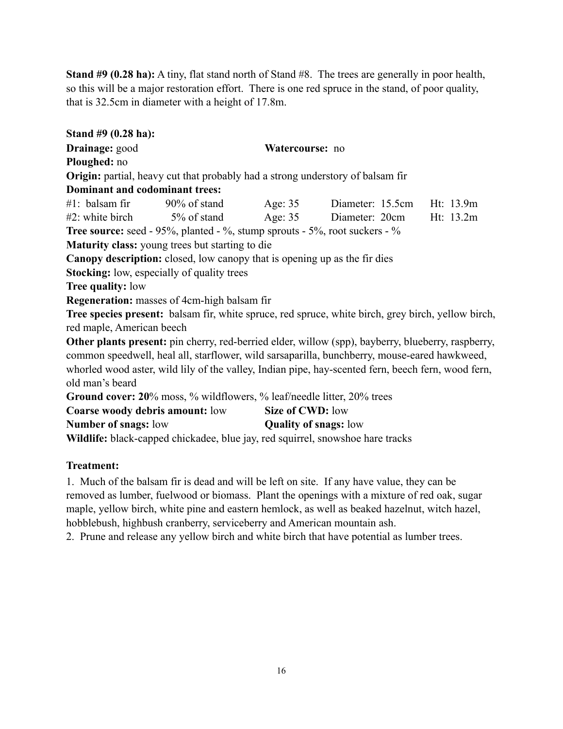**Stand #9 (0.28 ha):** A tiny, flat stand north of Stand #8. The trees are generally in poor health, so this will be a major restoration effort. There is one red spruce in the stand, of poor quality, that is 32.5cm in diameter with a height of 17.8m.

**Stand #9 (0.28 ha):**

**Drainage:** good **Watercourse:** no

**Ploughed:** no

**Origin:** partial, heavy cut that probably had a strong understory of balsam fir

**Dominant and codominant trees:**

| | | | | |
|---|---|---|---|---|
| #1: balsam fir | 90% of stand | Age: 35 | Diameter: 15.5cm | Ht: 13.9m |
| #2: white birch | 5% of stand | Age: 35 | Diameter: 20cm | Ht: 13.2m |

**Tree source:** seed - 95%, planted - %, stump sprouts - 5%, root suckers - %

**Maturity class:** young trees but starting to die

**Canopy description:** closed, low canopy that is opening up as the fir dies

**Stocking:** low, especially of quality trees

**Tree quality:** low

**Regeneration:** masses of 4cm-high balsam fir

**Tree species present:** balsam fir, white spruce, red spruce, white birch, grey birch, yellow birch, red maple, American beech

**Other plants present:** pin cherry, red-berried elder, willow (spp), bayberry, blueberry, raspberry, common speedwell, heal all, starflower, wild sarsaparilla, bunchberry, mouse-eared hawkweed, whorled wood aster, wild lily of the valley, Indian pipe, hay-scented fern, beech fern, wood fern, old man's beard

**Ground cover: 20**% moss, % wildflowers, % leaf/needle litter, 20% trees

**Coarse woody debris amount:** low **Size of CWD:** low

**Number of snags:** low **Quality of snags:** low

**Wildlife:** black-capped chickadee, blue jay, red squirrel, snowshoe hare tracks

**Treatment:**

1. Much of the balsam fir is dead and will be left on site. If any have value, they can be removed as lumber, fuelwood or biomass. Plant the openings with a mixture of red oak, sugar maple, yellow birch, white pine and eastern hemlock, as well as beaked hazelnut, witch hazel, hobblebush, highbush cranberry, serviceberry and American mountain ash.
2. Prune and release any yellow birch and white birch that have potential as lumber trees.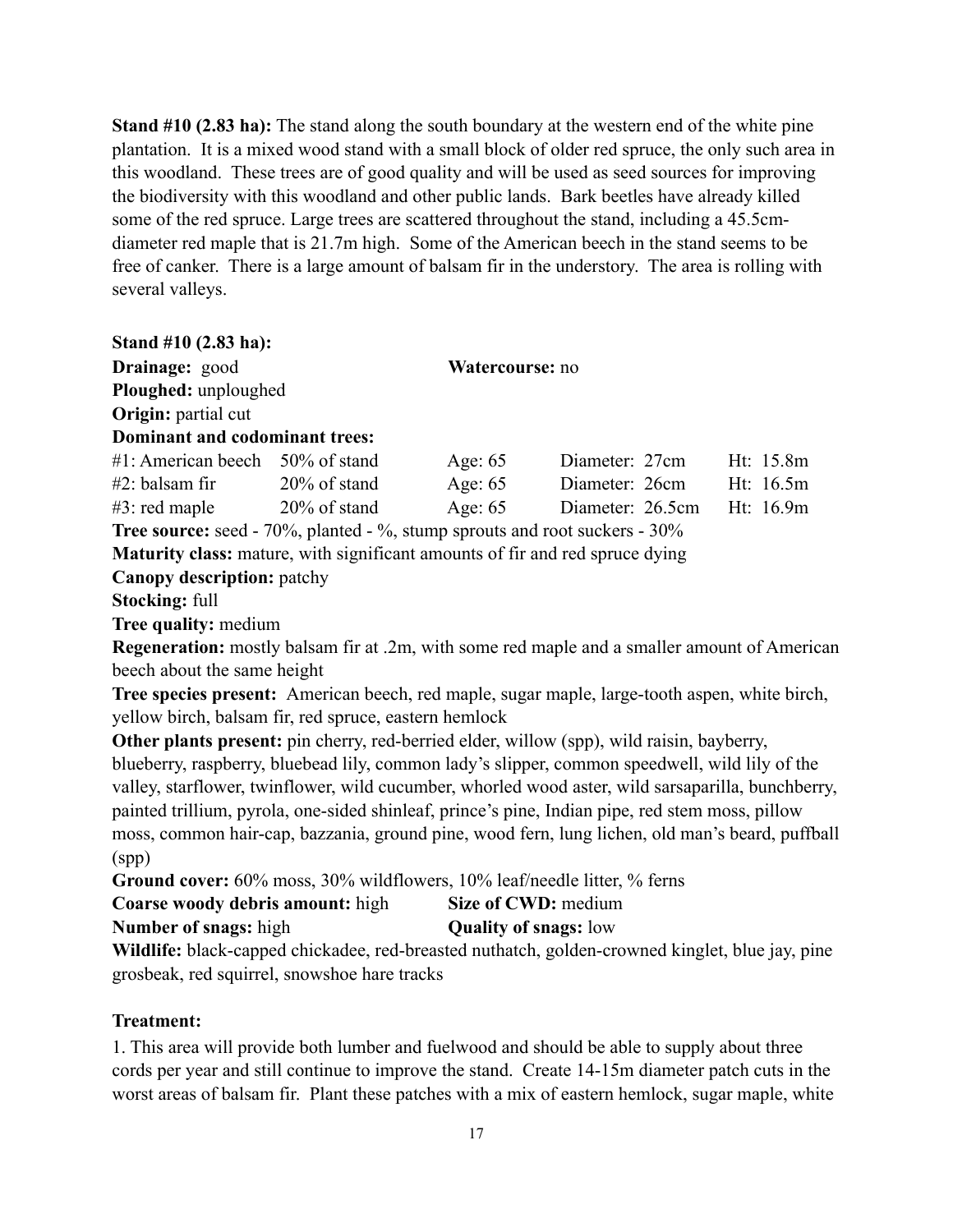**Stand #10 (2.83 ha):** The stand along the south boundary at the western end of the white pine plantation. It is a mixed wood stand with a small block of older red spruce, the only such area in this woodland. These trees are of good quality and will be used as seed sources for improving the biodiversity with this woodland and other public lands. Bark beetles have already killed some of the red spruce. Large trees are scattered throughout the stand, including a 45.5cm-diameter red maple that is 21.7m high. Some of the American beech in the stand seems to be free of canker. There is a large amount of balsam fir in the understory. The area is rolling with several valleys.

**Stand #10 (2.83 ha):**

**Drainage:** good **Watercourse:** no

**Ploughed:** unploughed

**Origin:** partial cut

**Dominant and codominant trees:**

| | | | | |
|---|---|---|---|---|
| #1: American beech | 50% of stand | Age: 65 | Diameter: 27cm | Ht: 15.8m |
| #2: balsam fir | 20% of stand | Age: 65 | Diameter: 26cm | Ht: 16.5m |
| #3: red maple | 20% of stand | Age: 65 | Diameter: 26.5cm | Ht: 16.9m |

**Tree source:** seed - 70%, planted - %, stump sprouts and root suckers - 30%

**Maturity class:** mature, with significant amounts of fir and red spruce dying

**Canopy description:** patchy

**Stocking:** full

**Tree quality:** medium

**Regeneration:** mostly balsam fir at .2m, with some red maple and a smaller amount of American beech about the same height

**Tree species present:** American beech, red maple, sugar maple, large-tooth aspen, white birch, yellow birch, balsam fir, red spruce, eastern hemlock

**Other plants present:** pin cherry, red-berried elder, willow (spp), wild raisin, bayberry, blueberry, raspberry, bluebead lily, common lady's slipper, common speedwell, wild lily of the valley, starflower, twinflower, wild cucumber, whorled wood aster, wild sarsaparilla, bunchberry, painted trillium, pyrola, one-sided shinleaf, prince's pine, Indian pipe, red stem moss, pillow moss, common hair-cap, bazzania, ground pine, wood fern, lung lichen, old man's beard, puffball (spp)

**Ground cover:** 60% moss, 30% wildflowers, 10% leaf/needle litter, % ferns

**Coarse woody debris amount:** high **Size of CWD:** medium

**Number of snags:** high **Quality of snags:** low

**Wildlife:** black-capped chickadee, red-breasted nuthatch, golden-crowned kinglet, blue jay, pine grosbeak, red squirrel, snowshoe hare tracks

**Treatment:**

1. This area will provide both lumber and fuelwood and should be able to supply about three cords per year and still continue to improve the stand. Create 14-15m diameter patch cuts in the worst areas of balsam fir. Plant these patches with a mix of eastern hemlock, sugar maple, white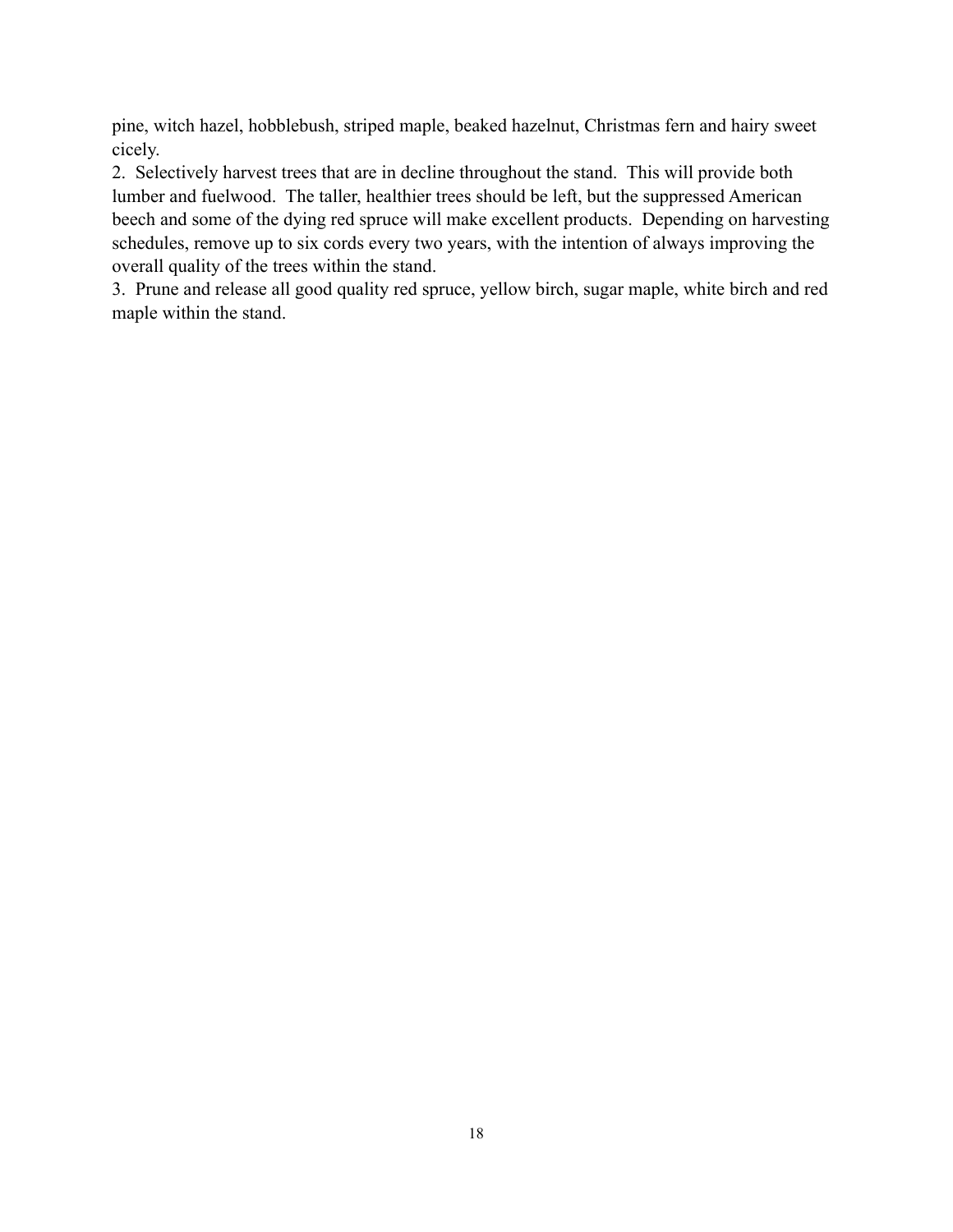pine, witch hazel, hobblebush, striped maple, beaked hazelnut, Christmas fern and hairy sweet cicely.

2. Selectively harvest trees that are in decline throughout the stand. This will provide both lumber and fuelwood. The taller, healthier trees should be left, but the suppressed American beech and some of the dying red spruce will make excellent products. Depending on harvesting schedules, remove up to six cords every two years, with the intention of always improving the overall quality of the trees within the stand.

3. Prune and release all good quality red spruce, yellow birch, sugar maple, white birch and red maple within the stand.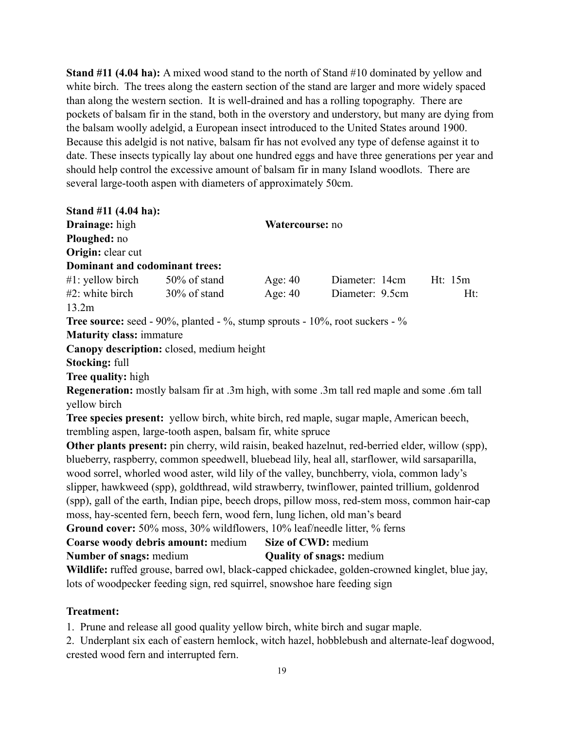**Stand #11 (4.04 ha):** A mixed wood stand to the north of Stand #10 dominated by yellow and white birch. The trees along the eastern section of the stand are larger and more widely spaced than along the western section. It is well-drained and has a rolling topography. There are pockets of balsam fir in the stand, both in the overstory and understory, but many are dying from the balsam woolly adelgid, a European insect introduced to the United States around 1900. Because this adelgid is not native, balsam fir has not evolved any type of defense against it to date. These insects typically lay about one hundred eggs and have three generations per year and should help control the excessive amount of balsam fir in many Island woodlots. There are several large-tooth aspen with diameters of approximately 50cm.

**Stand #11 (4.04 ha):**

**Drainage:** high **Watercourse:** no

**Ploughed:** no

**Origin:** clear cut

**Dominant and codominant trees:**

| | | | | |
|---|---|---|---|---|
| #1: yellow birch | 50% of stand | Age: 40 | Diameter: 14cm | Ht: 15m |
| #2: white birch | 30% of stand | Age: 40 | Diameter: 9.5cm | Ht: 13.2m |

**Tree source:** seed - 90%, planted - %, stump sprouts - 10%, root suckers - %

**Maturity class:** immature

**Canopy description:** closed, medium height

**Stocking:** full

**Tree quality:** high

**Regeneration:** mostly balsam fir at .3m high, with some .3m tall red maple and some .6m tall yellow birch

**Tree species present:** yellow birch, white birch, red maple, sugar maple, American beech, trembling aspen, large-tooth aspen, balsam fir, white spruce

**Other plants present:** pin cherry, wild raisin, beaked hazelnut, red-berried elder, willow (spp), blueberry, raspberry, common speedwell, bluebead lily, heal all, starflower, wild sarsaparilla, wood sorrel, whorled wood aster, wild lily of the valley, bunchberry, viola, common lady's slipper, hawkweed (spp), goldthread, wild strawberry, twinflower, painted trillium, goldenrod (spp), gall of the earth, Indian pipe, beech drops, pillow moss, red-stem moss, common hair-cap moss, hay-scented fern, beech fern, wood fern, lung lichen, old man's beard

**Ground cover:** 50% moss, 30% wildflowers, 10% leaf/needle litter, % ferns

**Coarse woody debris amount:** medium **Size of CWD:** medium

**Number of snags:** medium **Quality of snags:** medium

**Wildlife:** ruffed grouse, barred owl, black-capped chickadee, golden-crowned kinglet, blue jay, lots of woodpecker feeding sign, red squirrel, snowshoe hare feeding sign

**Treatment:**

1. Prune and release all good quality yellow birch, white birch and sugar maple.
2. Underplant six each of eastern hemlock, witch hazel, hobblebush and alternate-leaf dogwood, crested wood fern and interrupted fern.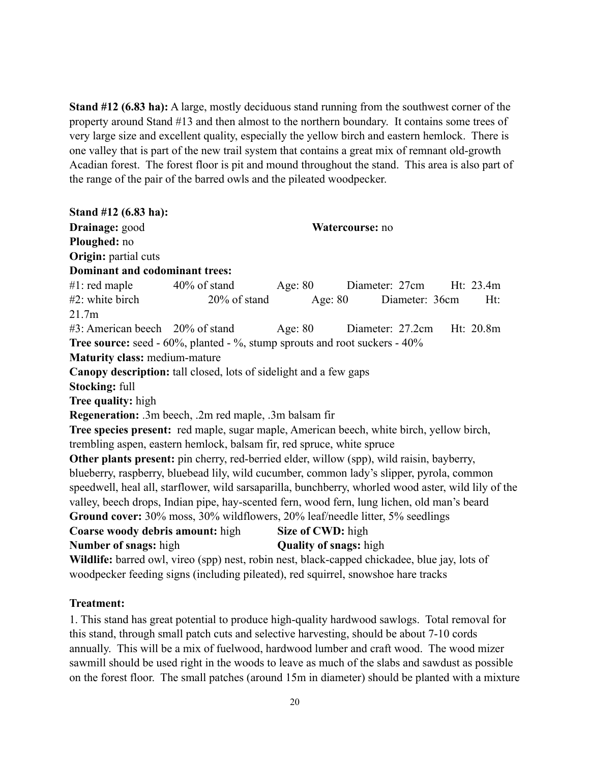**Stand #12 (6.83 ha):** A large, mostly deciduous stand running from the southwest corner of the property around Stand #13 and then almost to the northern boundary. It contains some trees of very large size and excellent quality, especially the yellow birch and eastern hemlock. There is one valley that is part of the new trail system that contains a great mix of remnant old-growth Acadian forest. The forest floor is pit and mound throughout the stand. This area is also part of the range of the pair of the barred owls and the pileated woodpecker.

**Stand #12 (6.83 ha):**
**Drainage:** good **Watercourse:** no
**Ploughed:** no
**Origin:** partial cuts
**Dominant and codominant trees:**
#1: red maple 40% of stand Age: 80 Diameter: 27cm Ht: 23.4m
#2: white birch 20% of stand Age: 80 Diameter: 36cm Ht: 21.7m
#3: American beech 20% of stand Age: 80 Diameter: 27.2cm Ht: 20.8m
**Tree source:** seed - 60%, planted - %, stump sprouts and root suckers - 40%
**Maturity class:** medium-mature
**Canopy description:** tall closed, lots of sidelight and a few gaps
**Stocking:** full
**Tree quality:** high
**Regeneration:** .3m beech, .2m red maple, .3m balsam fir
**Tree species present:** red maple, sugar maple, American beech, white birch, yellow birch, trembling aspen, eastern hemlock, balsam fir, red spruce, white spruce
**Other plants present:** pin cherry, red-berried elder, willow (spp), wild raisin, bayberry, blueberry, raspberry, bluebead lily, wild cucumber, common lady's slipper, pyrola, common speedwell, heal all, starflower, wild sarsaparilla, bunchberry, whorled wood aster, wild lily of the valley, beech drops, Indian pipe, hay-scented fern, wood fern, lung lichen, old man's beard
**Ground cover:** 30% moss, 30% wildflowers, 20% leaf/needle litter, 5% seedlings
**Coarse woody debris amount:** high **Size of CWD:** high
**Number of snags:** high **Quality of snags:** high
**Wildlife:** barred owl, vireo (spp) nest, robin nest, black-capped chickadee, blue jay, lots of woodpecker feeding signs (including pileated), red squirrel, snowshoe hare tracks

**Treatment:**

1. This stand has great potential to produce high-quality hardwood sawlogs. Total removal for this stand, through small patch cuts and selective harvesting, should be about 7-10 cords annually. This will be a mix of fuelwood, hardwood lumber and craft wood. The wood mizer sawmill should be used right in the woods to leave as much of the slabs and sawdust as possible on the forest floor. The small patches (around 15m in diameter) should be planted with a mixture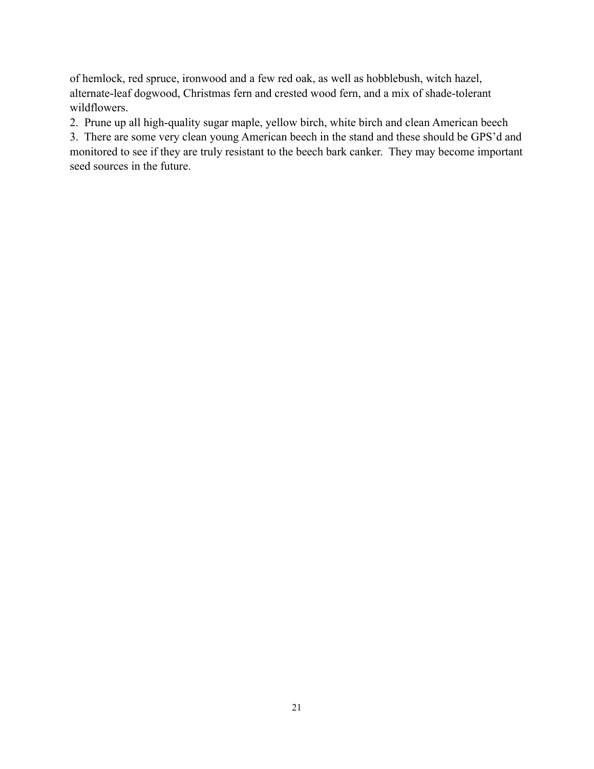of hemlock, red spruce, ironwood and a few red oak, as well as hobblebush, witch hazel, alternate-leaf dogwood, Christmas fern and crested wood fern, and a mix of shade-tolerant wildflowers.

2. Prune up all high-quality sugar maple, yellow birch, white birch and clean American beech
3. There are some very clean young American beech in the stand and these should be GPS'd and monitored to see if they are truly resistant to the beech bark canker. They may become important seed sources in the future.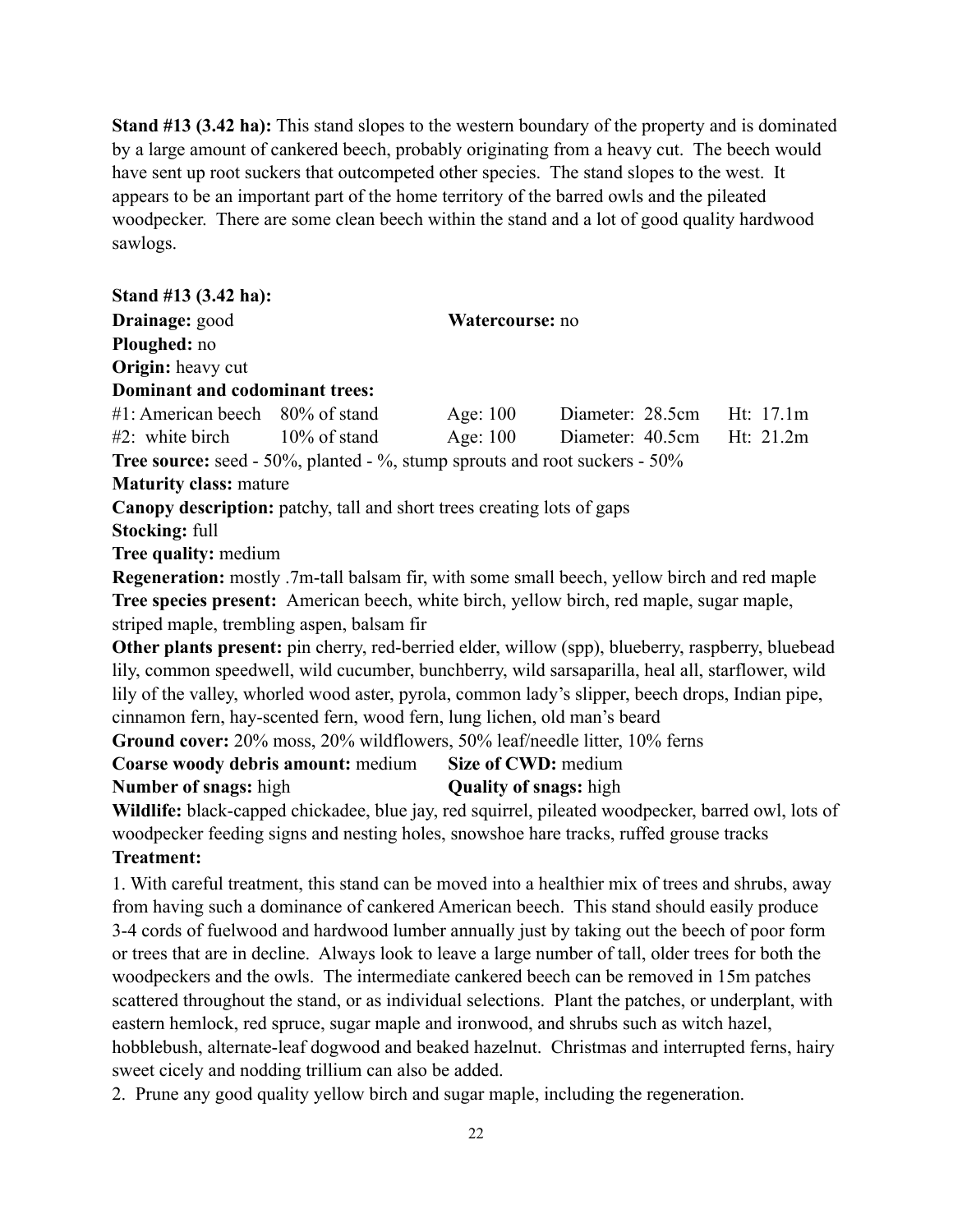**Stand #13 (3.42 ha):** This stand slopes to the western boundary of the property and is dominated by a large amount of cankered beech, probably originating from a heavy cut. The beech would have sent up root suckers that outcompeted other species. The stand slopes to the west. It appears to be an important part of the home territory of the barred owls and the pileated woodpecker. There are some clean beech within the stand and a lot of good quality hardwood sawlogs.

**Stand #13 (3.42 ha):**

**Drainage:** good **Watercourse:** no

**Ploughed:** no

**Origin:** heavy cut

**Dominant and codominant trees:**

| | | | | |
|---|---|---|---|---|
| #1: American beech | 80% of stand | Age: 100 | Diameter: 28.5cm | Ht: 17.1m |
| #2: white birch | 10% of stand | Age: 100 | Diameter: 40.5cm | Ht: 21.2m |

**Tree source:** seed - 50%, planted - %, stump sprouts and root suckers - 50%

**Maturity class:** mature

**Canopy description:** patchy, tall and short trees creating lots of gaps

**Stocking:** full

**Tree quality:** medium

**Regeneration:** mostly .7m-tall balsam fir, with some small beech, yellow birch and red maple

**Tree species present:** American beech, white birch, yellow birch, red maple, sugar maple, striped maple, trembling aspen, balsam fir

**Other plants present:** pin cherry, red-berried elder, willow (spp), blueberry, raspberry, bluebead lily, common speedwell, wild cucumber, bunchberry, wild sarsaparilla, heal all, starflower, wild lily of the valley, whorled wood aster, pyrola, common lady's slipper, beech drops, Indian pipe, cinnamon fern, hay-scented fern, wood fern, lung lichen, old man's beard

**Ground cover:** 20% moss, 20% wildflowers, 50% leaf/needle litter, 10% ferns

**Coarse woody debris amount:** medium **Size of CWD:** medium

**Number of snags:** high **Quality of snags:** high

**Wildlife:** black-capped chickadee, blue jay, red squirrel, pileated woodpecker, barred owl, lots of woodpecker feeding signs and nesting holes, snowshoe hare tracks, ruffed grouse tracks

**Treatment:**

1. With careful treatment, this stand can be moved into a healthier mix of trees and shrubs, away from having such a dominance of cankered American beech. This stand should easily produce 3-4 cords of fuelwood and hardwood lumber annually just by taking out the beech of poor form or trees that are in decline. Always look to leave a large number of tall, older trees for both the woodpeckers and the owls. The intermediate cankered beech can be removed in 15m patches scattered throughout the stand, or as individual selections. Plant the patches, or underplant, with eastern hemlock, red spruce, sugar maple and ironwood, and shrubs such as witch hazel, hobblebush, alternate-leaf dogwood and beaked hazelnut. Christmas and interrupted ferns, hairy sweet cicely and nodding trillium can also be added.
2. Prune any good quality yellow birch and sugar maple, including the regeneration.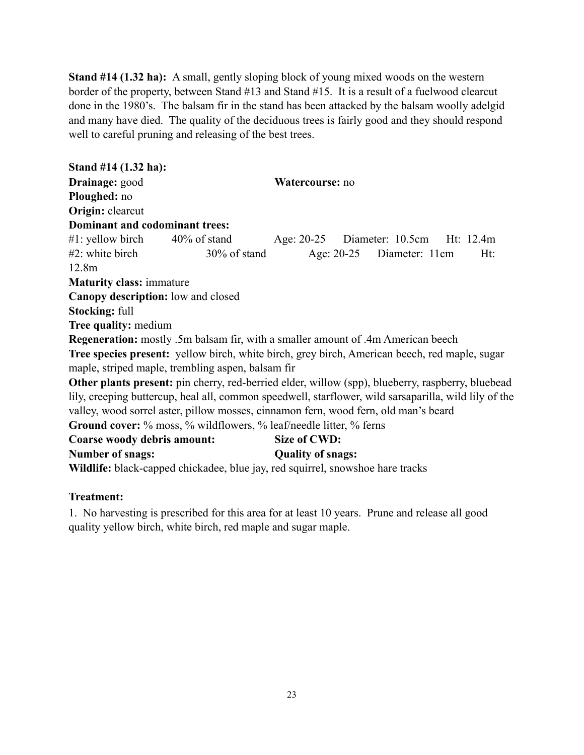**Stand #14 (1.32 ha):** A small, gently sloping block of young mixed woods on the western border of the property, between Stand #13 and Stand #15. It is a result of a fuelwood clearcut done in the 1980's. The balsam fir in the stand has been attacked by the balsam woolly adelgid and many have died. The quality of the deciduous trees is fairly good and they should respond well to careful pruning and releasing of the best trees.

**Stand #14 (1.32 ha):**
**Drainage:** good **Watercourse:** no
**Ploughed:** no
**Origin:** clearcut
**Dominant and codominant trees:**
#1: yellow birch 40% of stand Age: 20-25 Diameter: 10.5cm Ht: 12.4m
#2: white birch 30% of stand Age: 20-25 Diameter: 11cm Ht: 12.8m
**Maturity class:** immature
**Canopy description:** low and closed
**Stocking:** full
**Tree quality:** medium
**Regeneration:** mostly .5m balsam fir, with a smaller amount of .4m American beech
**Tree species present:** yellow birch, white birch, grey birch, American beech, red maple, sugar maple, striped maple, trembling aspen, balsam fir
**Other plants present:** pin cherry, red-berried elder, willow (spp), blueberry, raspberry, bluebead lily, creeping buttercup, heal all, common speedwell, starflower, wild sarsaparilla, wild lily of the valley, wood sorrel aster, pillow mosses, cinnamon fern, wood fern, old man's beard
**Ground cover:** % moss, % wildflowers, % leaf/needle litter, % ferns
**Coarse woody debris amount:** **Size of CWD:**
**Number of snags:** **Quality of snags:**
**Wildlife:** black-capped chickadee, blue jay, red squirrel, snowshoe hare tracks

**Treatment:**

1. No harvesting is prescribed for this area for at least 10 years. Prune and release all good quality yellow birch, white birch, red maple and sugar maple.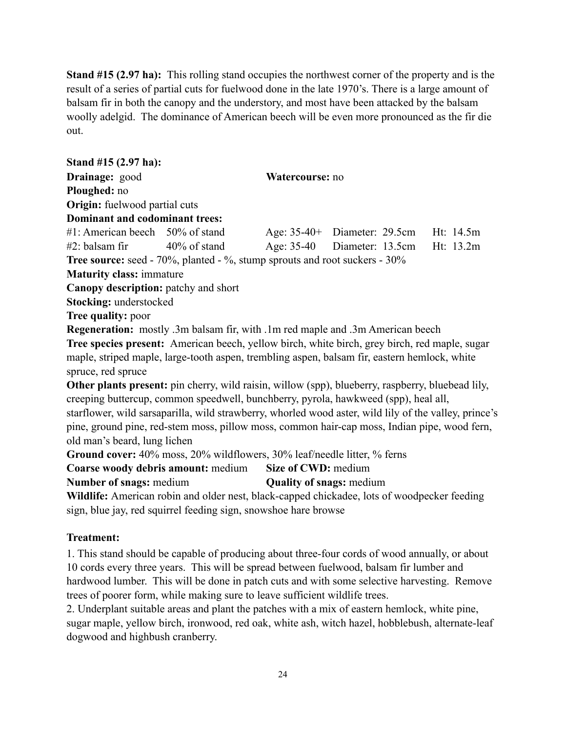**Stand #15 (2.97 ha):** This rolling stand occupies the northwest corner of the property and is the result of a series of partial cuts for fuelwood done in the late 1970's. There is a large amount of balsam fir in both the canopy and the understory, and most have been attacked by the balsam woolly adelgid. The dominance of American beech will be even more pronounced as the fir die out.

**Stand #15 (2.97 ha):**
**Drainage:** good **Watercourse:** no
**Ploughed:** no
**Origin:** fuelwood partial cuts
**Dominant and codominant trees:**
#1: American beech 50% of stand Age: 35-40+ Diameter: 29.5cm Ht: 14.5m
#2: balsam fir 40% of stand Age: 35-40 Diameter: 13.5cm Ht: 13.2m
**Tree source:** seed - 70%, planted - %, stump sprouts and root suckers - 30%
**Maturity class:** immature
**Canopy description:** patchy and short
**Stocking:** understocked
**Tree quality:** poor
**Regeneration:** mostly .3m balsam fir, with .1m red maple and .3m American beech
**Tree species present:** American beech, yellow birch, white birch, grey birch, red maple, sugar maple, striped maple, large-tooth aspen, trembling aspen, balsam fir, eastern hemlock, white spruce, red spruce
**Other plants present:** pin cherry, wild raisin, willow (spp), blueberry, raspberry, bluebead lily, creeping buttercup, common speedwell, bunchberry, pyrola, hawkweed (spp), heal all, starflower, wild sarsaparilla, wild strawberry, whorled wood aster, wild lily of the valley, prince's pine, ground pine, red-stem moss, pillow moss, common hair-cap moss, Indian pipe, wood fern, old man's beard, lung lichen
**Ground cover:** 40% moss, 20% wildflowers, 30% leaf/needle litter, % ferns
**Coarse woody debris amount:** medium **Size of CWD:** medium
**Number of snags:** medium **Quality of snags:** medium
**Wildlife:** American robin and older nest, black-capped chickadee, lots of woodpecker feeding sign, blue jay, red squirrel feeding sign, snowshoe hare browse

**Treatment:**

1. This stand should be capable of producing about three-four cords of wood annually, or about 10 cords every three years. This will be spread between fuelwood, balsam fir lumber and hardwood lumber. This will be done in patch cuts and with some selective harvesting. Remove trees of poorer form, while making sure to leave sufficient wildlife trees.
2. Underplant suitable areas and plant the patches with a mix of eastern hemlock, white pine, sugar maple, yellow birch, ironwood, red oak, white ash, witch hazel, hobblebush, alternate-leaf dogwood and highbush cranberry.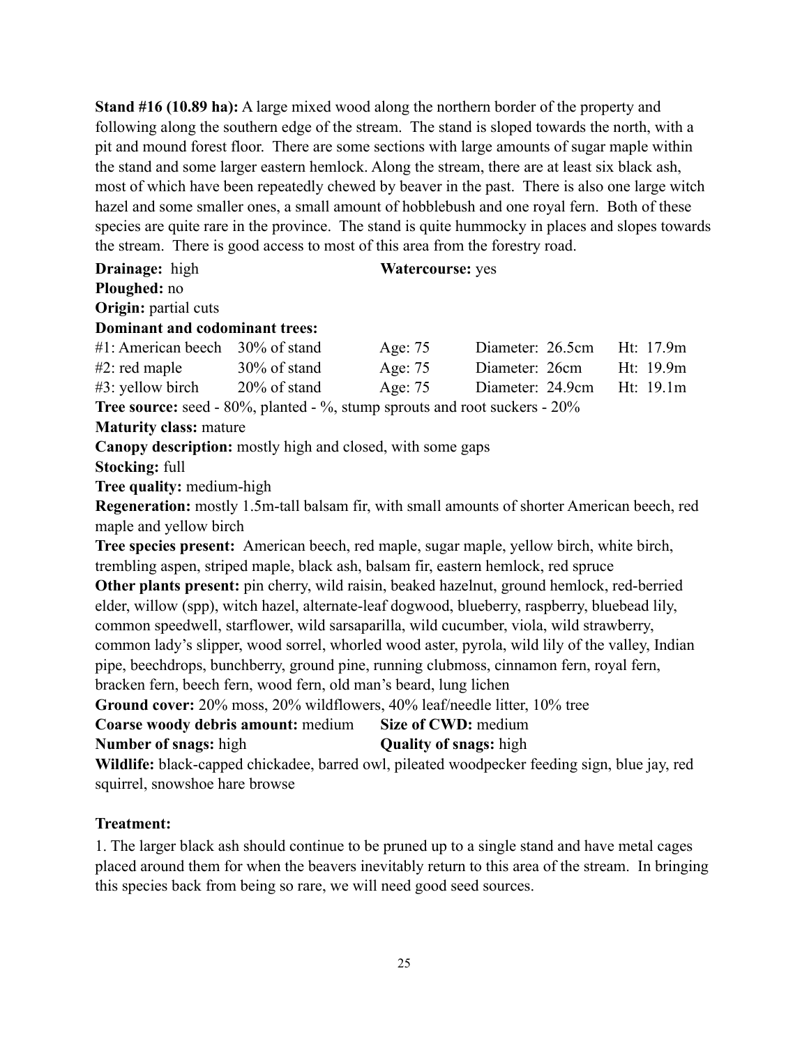**Stand #16 (10.89 ha):** A large mixed wood along the northern border of the property and following along the southern edge of the stream. The stand is sloped towards the north, with a pit and mound forest floor. There are some sections with large amounts of sugar maple within the stand and some larger eastern hemlock. Along the stream, there are at least six black ash, most of which have been repeatedly chewed by beaver in the past. There is also one large witch hazel and some smaller ones, a small amount of hobblebush and one royal fern. Both of these species are quite rare in the province. The stand is quite hummocky in places and slopes towards the stream. There is good access to most of this area from the forestry road.

**Drainage:** high **Watercourse:** yes

**Ploughed:** no

**Origin:** partial cuts

**Dominant and codominant trees:**

| | | | | |
|---|---|---|---|---|
| #1: American beech | 30% of stand | Age: 75 | Diameter: 26.5cm | Ht: 17.9m |
| #2: red maple | 30% of stand | Age: 75 | Diameter: 26cm | Ht: 19.9m |
| #3: yellow birch | 20% of stand | Age: 75 | Diameter: 24.9cm | Ht: 19.1m |

**Tree source:** seed - 80%, planted - %, stump sprouts and root suckers - 20%

**Maturity class:** mature

**Canopy description:** mostly high and closed, with some gaps

**Stocking:** full

**Tree quality:** medium-high

**Regeneration:** mostly 1.5m-tall balsam fir, with small amounts of shorter American beech, red maple and yellow birch

**Tree species present:** American beech, red maple, sugar maple, yellow birch, white birch, trembling aspen, striped maple, black ash, balsam fir, eastern hemlock, red spruce

**Other plants present:** pin cherry, wild raisin, beaked hazelnut, ground hemlock, red-berried elder, willow (spp), witch hazel, alternate-leaf dogwood, blueberry, raspberry, bluebead lily, common speedwell, starflower, wild sarsaparilla, wild cucumber, viola, wild strawberry, common lady's slipper, wood sorrel, whorled wood aster, pyrola, wild lily of the valley, Indian pipe, beechdrops, bunchberry, ground pine, running clubmoss, cinnamon fern, royal fern, bracken fern, beech fern, wood fern, old man's beard, lung lichen

**Ground cover:** 20% moss, 20% wildflowers, 40% leaf/needle litter, 10% tree

**Coarse woody debris amount:** medium **Size of CWD:** medium

**Number of snags:** high **Quality of snags:** high

**Wildlife:** black-capped chickadee, barred owl, pileated woodpecker feeding sign, blue jay, red squirrel, snowshoe hare browse

**Treatment:**

1. The larger black ash should continue to be pruned up to a single stand and have metal cages placed around them for when the beavers inevitably return to this area of the stream. In bringing this species back from being so rare, we will need good seed sources.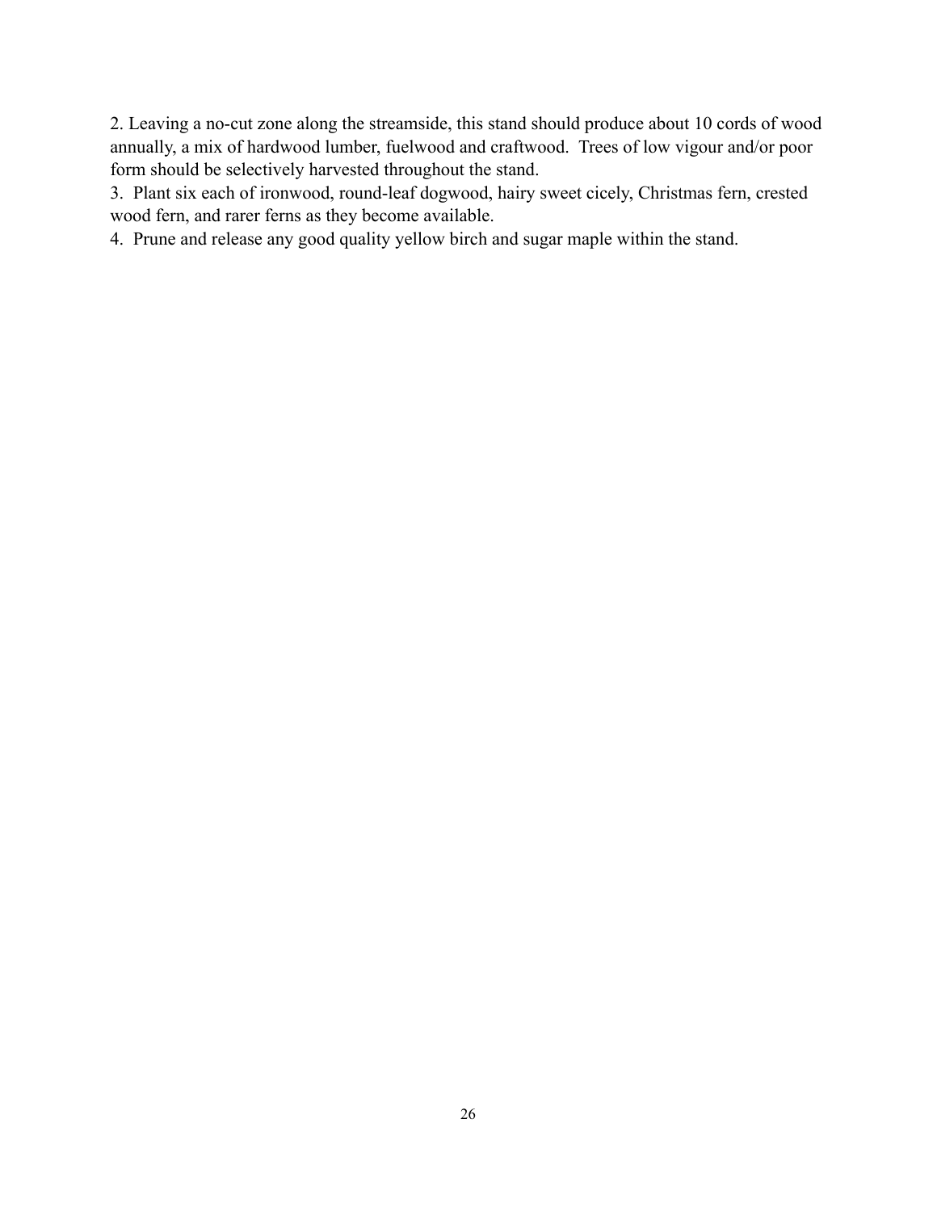2. Leaving a no-cut zone along the streamside, this stand should produce about 10 cords of wood annually, a mix of hardwood lumber, fuelwood and craftwood. Trees of low vigour and/or poor form should be selectively harvested throughout the stand.
3. Plant six each of ironwood, round-leaf dogwood, hairy sweet cicely, Christmas fern, crested wood fern, and rarer ferns as they become available.
4. Prune and release any good quality yellow birch and sugar maple within the stand.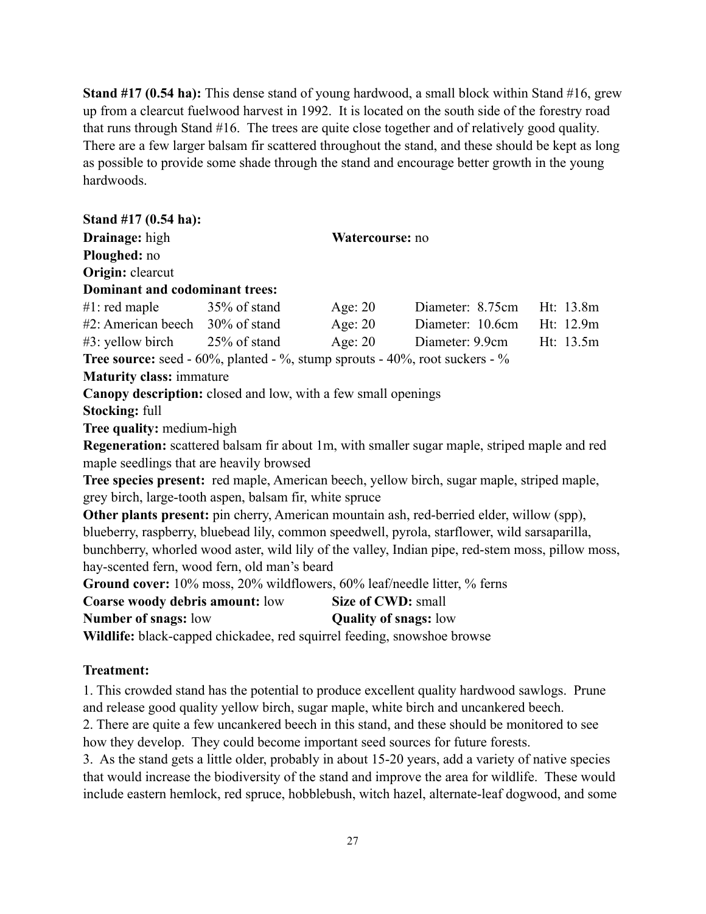**Stand #17 (0.54 ha):** This dense stand of young hardwood, a small block within Stand #16, grew up from a clearcut fuelwood harvest in 1992. It is located on the south side of the forestry road that runs through Stand #16. The trees are quite close together and of relatively good quality. There are a few larger balsam fir scattered throughout the stand, and these should be kept as long as possible to provide some shade through the stand and encourage better growth in the young hardwoods.

**Stand #17 (0.54 ha):**
**Drainage:** high **Watercourse:** no
**Ploughed:** no
**Origin:** clearcut
**Dominant and codominant trees:**

| | | | | |
|---|---|---|---|---|
| #1: red maple | 35% of stand | Age: 20 | Diameter: 8.75cm | Ht: 13.8m |
| #2: American beech | 30% of stand | Age: 20 | Diameter: 10.6cm | Ht: 12.9m |
| #3: yellow birch | 25% of stand | Age: 20 | Diameter: 9.9cm | Ht: 13.5m |

**Tree source:** seed - 60%, planted - %, stump sprouts - 40%, root suckers - %
**Maturity class:** immature
**Canopy description:** closed and low, with a few small openings
**Stocking:** full
**Tree quality:** medium-high
**Regeneration:** scattered balsam fir about 1m, with smaller sugar maple, striped maple and red maple seedlings that are heavily browsed
**Tree species present:** red maple, American beech, yellow birch, sugar maple, striped maple, grey birch, large-tooth aspen, balsam fir, white spruce
**Other plants present:** pin cherry, American mountain ash, red-berried elder, willow (spp), blueberry, raspberry, bluebead lily, common speedwell, pyrola, starflower, wild sarsaparilla, bunchberry, whorled wood aster, wild lily of the valley, Indian pipe, red-stem moss, pillow moss, hay-scented fern, wood fern, old man's beard
**Ground cover:** 10% moss, 20% wildflowers, 60% leaf/needle litter, % ferns
**Coarse woody debris amount:** low **Size of CWD:** small
**Number of snags:** low **Quality of snags:** low
**Wildlife:** black-capped chickadee, red squirrel feeding, snowshoe browse

**Treatment:**

1. This crowded stand has the potential to produce excellent quality hardwood sawlogs. Prune and release good quality yellow birch, sugar maple, white birch and uncankered beech.
2. There are quite a few uncankered beech in this stand, and these should be monitored to see how they develop. They could become important seed sources for future forests.
3. As the stand gets a little older, probably in about 15-20 years, add a variety of native species that would increase the biodiversity of the stand and improve the area for wildlife. These would include eastern hemlock, red spruce, hobblebush, witch hazel, alternate-leaf dogwood, and some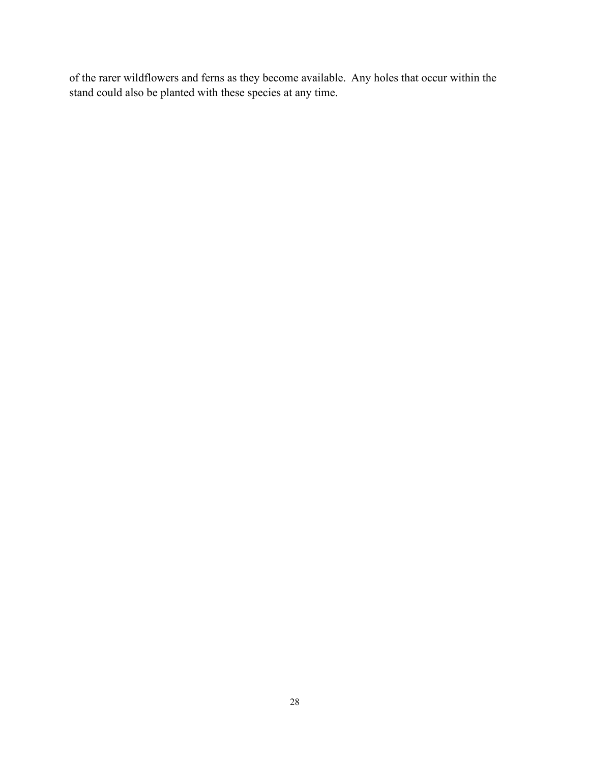of the rarer wildflowers and ferns as they become available. Any holes that occur within the stand could also be planted with these species at any time.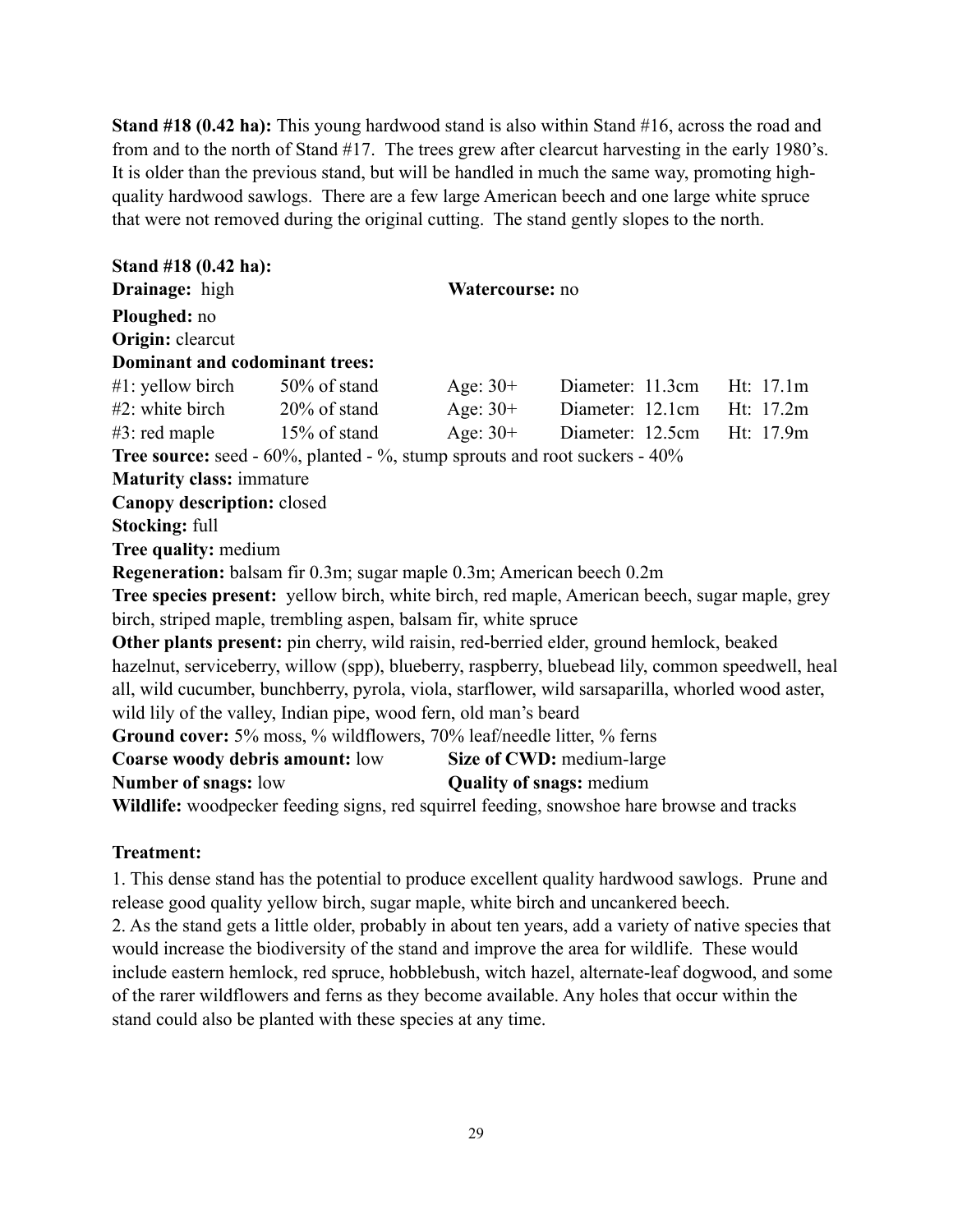**Stand #18 (0.42 ha):** This young hardwood stand is also within Stand #16, across the road and from and to the north of Stand #17. The trees grew after clearcut harvesting in the early 1980's. It is older than the previous stand, but will be handled in much the same way, promoting high-quality hardwood sawlogs. There are a few large American beech and one large white spruce that were not removed during the original cutting. The stand gently slopes to the north.

**Stand #18 (0.42 ha):**

**Drainage:** high **Watercourse:** no

**Ploughed:** no

**Origin:** clearcut

**Dominant and codominant trees:**

| | | | | |
|---|---|---|---|---|
| #1: yellow birch | 50% of stand | Age: 30+ | Diameter: 11.3cm | Ht: 17.1m |
| #2: white birch | 20% of stand | Age: 30+ | Diameter: 12.1cm | Ht: 17.2m |
| #3: red maple | 15% of stand | Age: 30+ | Diameter: 12.5cm | Ht: 17.9m |

**Tree source:** seed - 60%, planted - %, stump sprouts and root suckers - 40%

**Maturity class:** immature

**Canopy description:** closed

**Stocking:** full

**Tree quality:** medium

**Regeneration:** balsam fir 0.3m; sugar maple 0.3m; American beech 0.2m

**Tree species present:** yellow birch, white birch, red maple, American beech, sugar maple, grey birch, striped maple, trembling aspen, balsam fir, white spruce

**Other plants present:** pin cherry, wild raisin, red-berried elder, ground hemlock, beaked hazelnut, serviceberry, willow (spp), blueberry, raspberry, bluebead lily, common speedwell, heal all, wild cucumber, bunchberry, pyrola, viola, starflower, wild sarsaparilla, whorled wood aster, wild lily of the valley, Indian pipe, wood fern, old man's beard

**Ground cover:** 5% moss, % wildflowers, 70% leaf/needle litter, % ferns

**Coarse woody debris amount:** low **Size of CWD:** medium-large

**Number of snags:** low **Quality of snags:** medium

**Wildlife:** woodpecker feeding signs, red squirrel feeding, snowshoe hare browse and tracks

**Treatment:**

1. This dense stand has the potential to produce excellent quality hardwood sawlogs. Prune and release good quality yellow birch, sugar maple, white birch and uncankered beech.
2. As the stand gets a little older, probably in about ten years, add a variety of native species that would increase the biodiversity of the stand and improve the area for wildlife. These would include eastern hemlock, red spruce, hobblebush, witch hazel, alternate-leaf dogwood, and some of the rarer wildflowers and ferns as they become available. Any holes that occur within the stand could also be planted with these species at any time.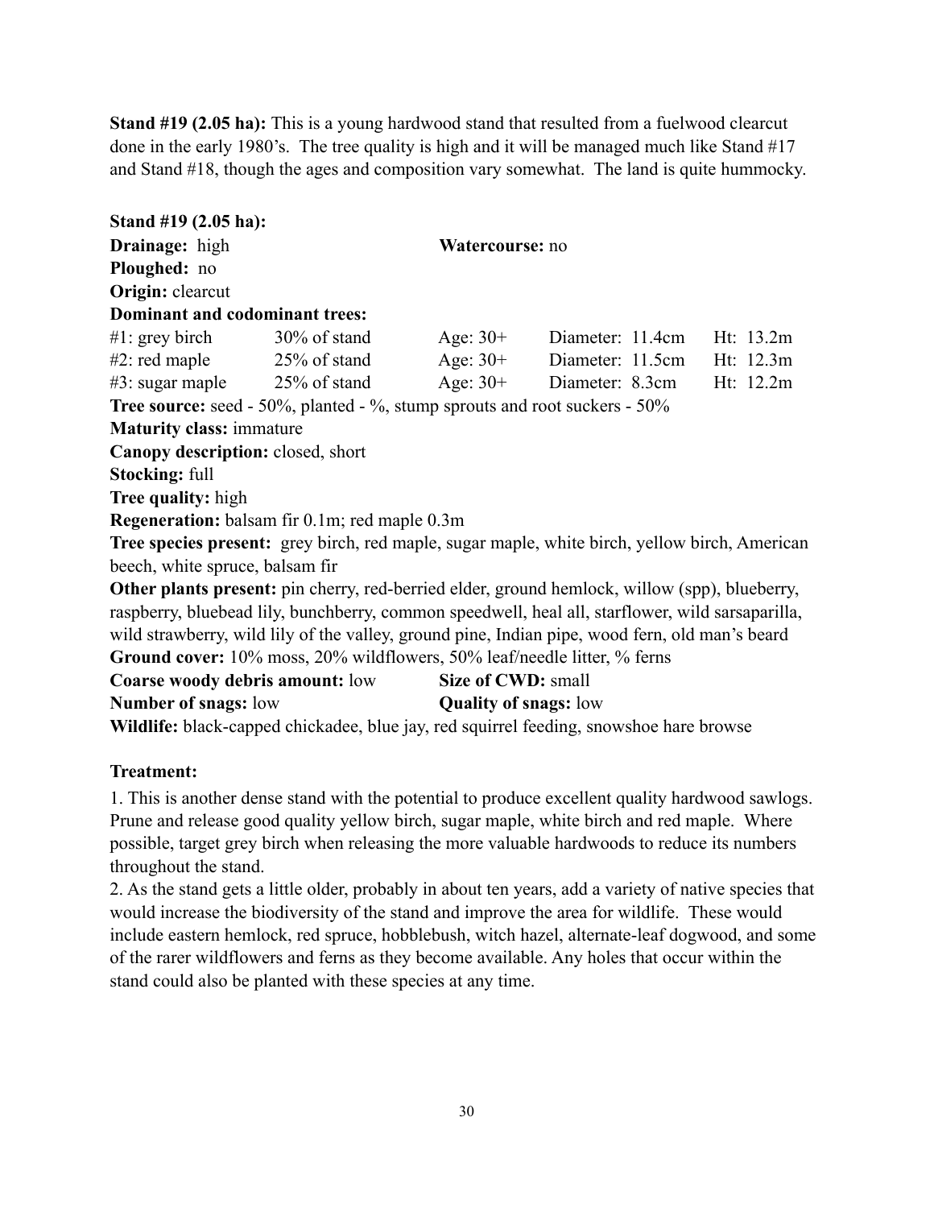**Stand #19 (2.05 ha):** This is a young hardwood stand that resulted from a fuelwood clearcut done in the early 1980's. The tree quality is high and it will be managed much like Stand #17 and Stand #18, though the ages and composition vary somewhat. The land is quite hummocky.

**Stand #19 (2.05 ha):**
**Drainage:** high **Watercourse:** no
**Ploughed:** no
**Origin:** clearcut
**Dominant and codominant trees:**

| | | | | |
|---|---|---|---|---|
| #1: grey birch | 30% of stand | Age: 30+ | Diameter: 11.4cm | Ht: 13.2m |
| #2: red maple | 25% of stand | Age: 30+ | Diameter: 11.5cm | Ht: 12.3m |
| #3: sugar maple | 25% of stand | Age: 30+ | Diameter: 8.3cm | Ht: 12.2m |

**Tree source:** seed - 50%, planted - %, stump sprouts and root suckers - 50%
**Maturity class:** immature
**Canopy description:** closed, short
**Stocking:** full
**Tree quality:** high
**Regeneration:** balsam fir 0.1m; red maple 0.3m
**Tree species present:** grey birch, red maple, sugar maple, white birch, yellow birch, American beech, white spruce, balsam fir
**Other plants present:** pin cherry, red-berried elder, ground hemlock, willow (spp), blueberry, raspberry, bluebead lily, bunchberry, common speedwell, heal all, starflower, wild sarsaparilla, wild strawberry, wild lily of the valley, ground pine, Indian pipe, wood fern, old man's beard
**Ground cover:** 10% moss, 20% wildflowers, 50% leaf/needle litter, % ferns
**Coarse woody debris amount:** low **Size of CWD:** small
**Number of snags:** low **Quality of snags:** low
**Wildlife:** black-capped chickadee, blue jay, red squirrel feeding, snowshoe hare browse

**Treatment:**

1. This is another dense stand with the potential to produce excellent quality hardwood sawlogs. Prune and release good quality yellow birch, sugar maple, white birch and red maple. Where possible, target grey birch when releasing the more valuable hardwoods to reduce its numbers throughout the stand.
2. As the stand gets a little older, probably in about ten years, add a variety of native species that would increase the biodiversity of the stand and improve the area for wildlife. These would include eastern hemlock, red spruce, hobblebush, witch hazel, alternate-leaf dogwood, and some of the rarer wildflowers and ferns as they become available. Any holes that occur within the stand could also be planted with these species at any time.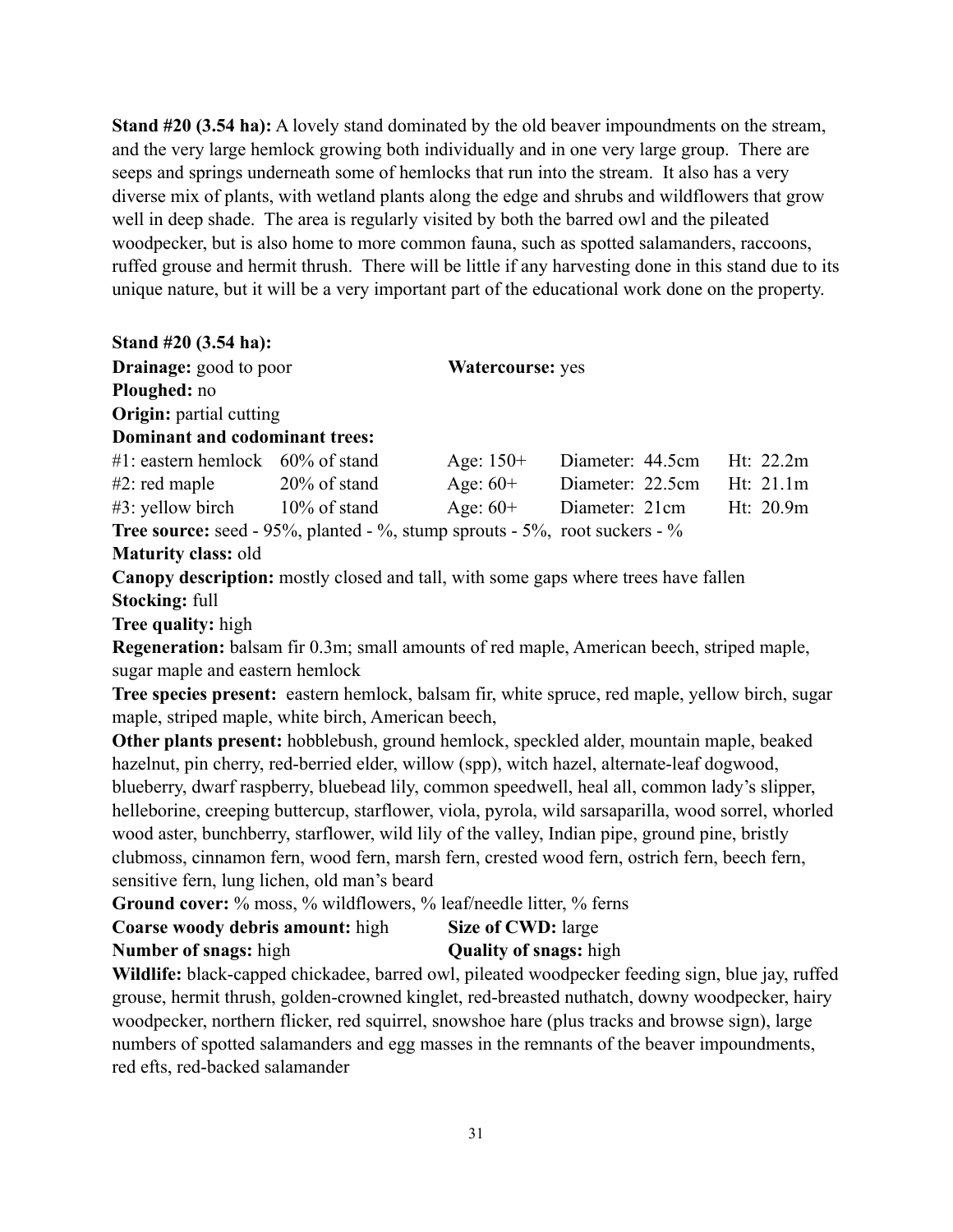**Stand #20 (3.54 ha):** A lovely stand dominated by the old beaver impoundments on the stream, and the very large hemlock growing both individually and in one very large group. There are seeps and springs underneath some of hemlocks that run into the stream. It also has a very diverse mix of plants, with wetland plants along the edge and shrubs and wildflowers that grow well in deep shade. The area is regularly visited by both the barred owl and the pileated woodpecker, but is also home to more common fauna, such as spotted salamanders, raccoons, ruffed grouse and hermit thrush. There will be little if any harvesting done in this stand due to its unique nature, but it will be a very important part of the educational work done on the property.

**Stand #20 (3.54 ha):**

**Drainage:** good to poor **Watercourse:** yes

**Ploughed:** no

**Origin:** partial cutting

**Dominant and codominant trees:**

| | | | | |
|---|---|---|---|---|
| #1: eastern hemlock | 60% of stand | Age: 150+ | Diameter: 44.5cm | Ht: 22.2m |
| #2: red maple | 20% of stand | Age: 60+ | Diameter: 22.5cm | Ht: 21.1m |
| #3: yellow birch | 10% of stand | Age: 60+ | Diameter: 21cm | Ht: 20.9m |

**Tree source:** seed - 95%, planted - %, stump sprouts - 5%, root suckers - %

**Maturity class:** old

**Canopy description:** mostly closed and tall, with some gaps where trees have fallen

**Stocking:** full

**Tree quality:** high

**Regeneration:** balsam fir 0.3m; small amounts of red maple, American beech, striped maple, sugar maple and eastern hemlock

**Tree species present:** eastern hemlock, balsam fir, white spruce, red maple, yellow birch, sugar maple, striped maple, white birch, American beech,

**Other plants present:** hobblebush, ground hemlock, speckled alder, mountain maple, beaked hazelnut, pin cherry, red-berried elder, willow (spp), witch hazel, alternate-leaf dogwood, blueberry, dwarf raspberry, bluebead lily, common speedwell, heal all, common lady's slipper, helleborine, creeping buttercup, starflower, viola, pyrola, wild sarsaparilla, wood sorrel, whorled wood aster, bunchberry, starflower, wild lily of the valley, Indian pipe, ground pine, bristly clubmoss, cinnamon fern, wood fern, marsh fern, crested wood fern, ostrich fern, beech fern, sensitive fern, lung lichen, old man's beard

**Ground cover:** % moss, % wildflowers, % leaf/needle litter, % ferns

**Coarse woody debris amount:** high **Size of CWD:** large

**Number of snags:** high **Quality of snags:** high

**Wildlife:** black-capped chickadee, barred owl, pileated woodpecker feeding sign, blue jay, ruffed grouse, hermit thrush, golden-crowned kinglet, red-breasted nuthatch, downy woodpecker, hairy woodpecker, northern flicker, red squirrel, snowshoe hare (plus tracks and browse sign), large numbers of spotted salamanders and egg masses in the remnants of the beaver impoundments, red efts, red-backed salamander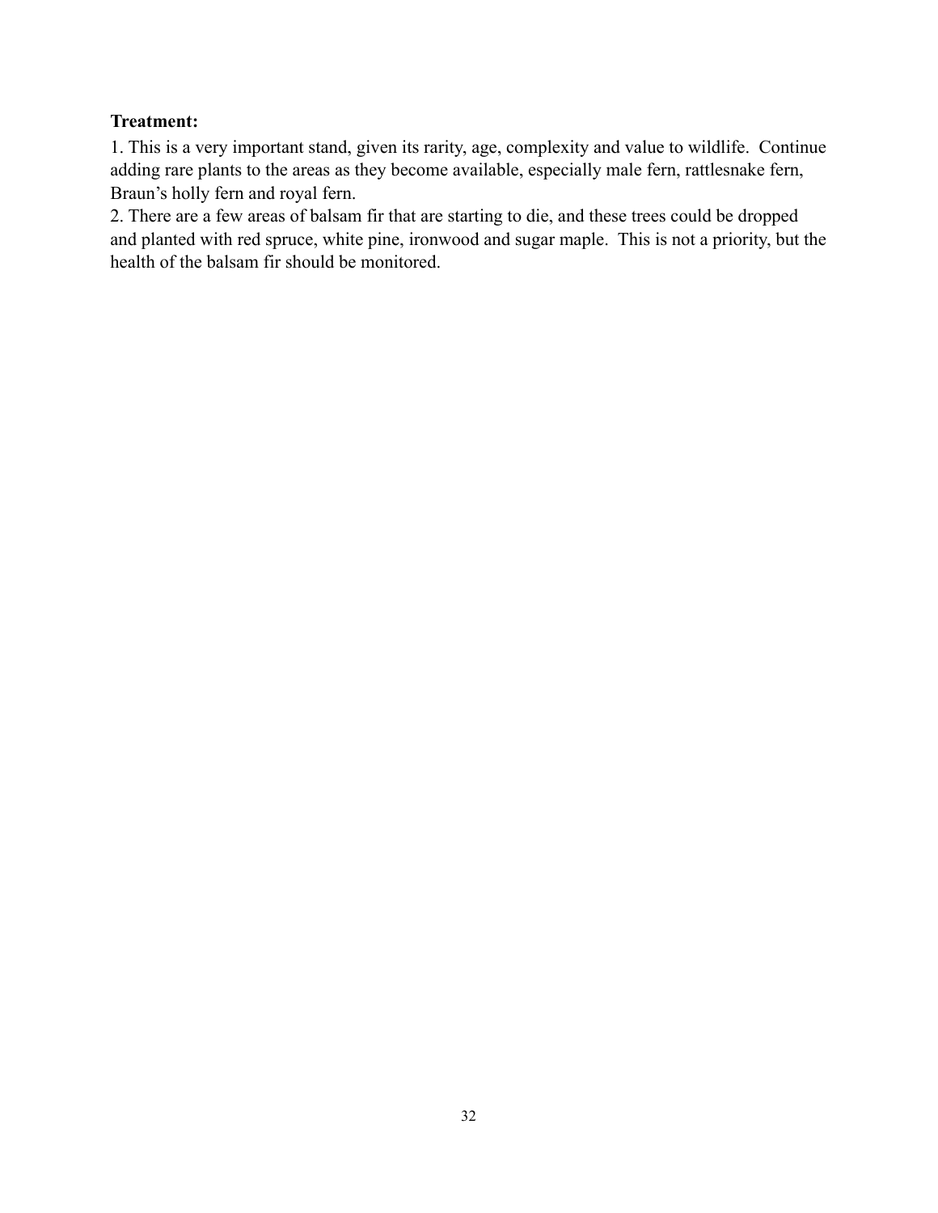**Treatment:**

1. This is a very important stand, given its rarity, age, complexity and value to wildlife. Continue adding rare plants to the areas as they become available, especially male fern, rattlesnake fern, Braun's holly fern and royal fern.
2. There are a few areas of balsam fir that are starting to die, and these trees could be dropped and planted with red spruce, white pine, ironwood and sugar maple. This is not a priority, but the health of the balsam fir should be monitored.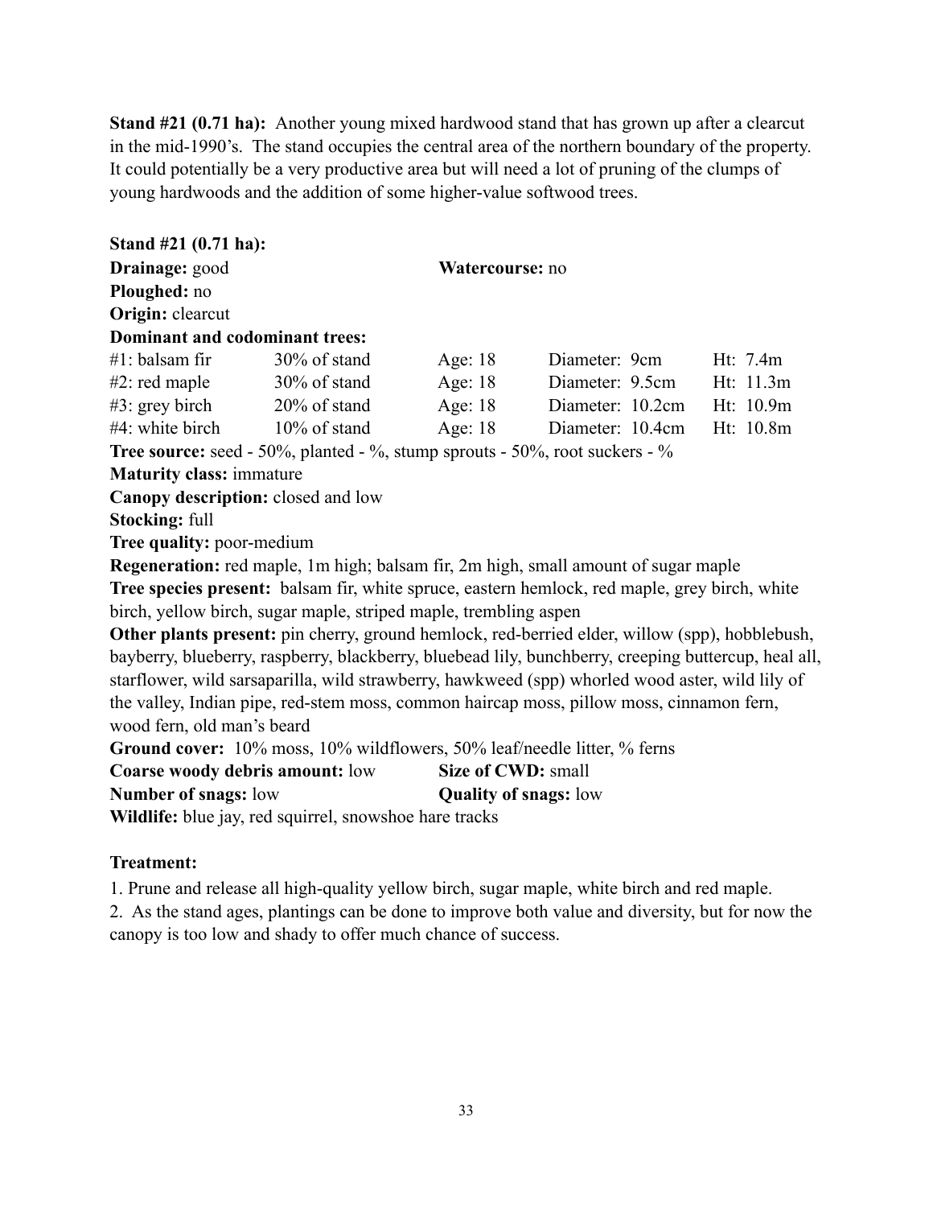**Stand #21 (0.71 ha):** Another young mixed hardwood stand that has grown up after a clearcut in the mid-1990's. The stand occupies the central area of the northern boundary of the property. It could potentially be a very productive area but will need a lot of pruning of the clumps of young hardwoods and the addition of some higher-value softwood trees.

**Stand #21 (0.71 ha):**

**Drainage:** good **Watercourse:** no

**Ploughed:** no

**Origin:** clearcut

**Dominant and codominant trees:**

| | | | | |
|---|---|---|---|---|
| #1: balsam fir | 30% of stand | Age: 18 | Diameter: 9cm | Ht: 7.4m |
| #2: red maple | 30% of stand | Age: 18 | Diameter: 9.5cm | Ht: 11.3m |
| #3: grey birch | 20% of stand | Age: 18 | Diameter: 10.2cm | Ht: 10.9m |
| #4: white birch | 10% of stand | Age: 18 | Diameter: 10.4cm | Ht: 10.8m |

**Tree source:** seed - 50%, planted - %, stump sprouts - 50%, root suckers - %

**Maturity class:** immature

**Canopy description:** closed and low

**Stocking:** full

**Tree quality:** poor-medium

**Regeneration:** red maple, 1m high; balsam fir, 2m high, small amount of sugar maple

**Tree species present:** balsam fir, white spruce, eastern hemlock, red maple, grey birch, white birch, yellow birch, sugar maple, striped maple, trembling aspen

**Other plants present:** pin cherry, ground hemlock, red-berried elder, willow (spp), hobblebush, bayberry, blueberry, raspberry, blackberry, bluebead lily, bunchberry, creeping buttercup, heal all, starflower, wild sarsaparilla, wild strawberry, hawkweed (spp) whorled wood aster, wild lily of the valley, Indian pipe, red-stem moss, common haircap moss, pillow moss, cinnamon fern, wood fern, old man's beard

**Ground cover:** 10% moss, 10% wildflowers, 50% leaf/needle litter, % ferns

**Coarse woody debris amount:** low **Size of CWD:** small

**Number of snags:** low **Quality of snags:** low

**Wildlife:** blue jay, red squirrel, snowshoe hare tracks

**Treatment:**

1. Prune and release all high-quality yellow birch, sugar maple, white birch and red maple.
2. As the stand ages, plantings can be done to improve both value and diversity, but for now the canopy is too low and shady to offer much chance of success.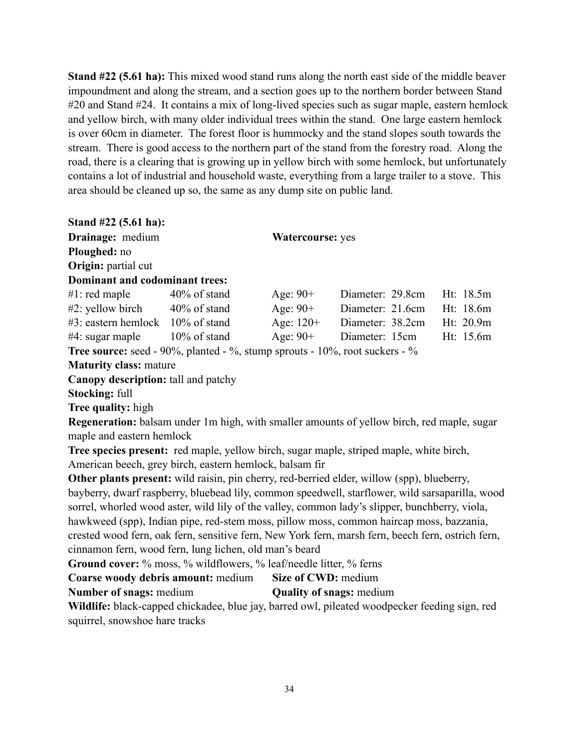**Stand #22 (5.61 ha):** This mixed wood stand runs along the north east side of the middle beaver impoundment and along the stream, and a section goes up to the northern border between Stand #20 and Stand #24. It contains a mix of long-lived species such as sugar maple, eastern hemlock and yellow birch, with many older individual trees within the stand. One large eastern hemlock is over 60cm in diameter. The forest floor is hummocky and the stand slopes south towards the stream. There is good access to the northern part of the stand from the forestry road. Along the road, there is a clearing that is growing up in yellow birch with some hemlock, but unfortunately contains a lot of industrial and household waste, everything from a large trailer to a stove. This area should be cleaned up so, the same as any dump site on public land.

**Stand #22 (5.61 ha):**

**Drainage:** medium **Watercourse:** yes

**Ploughed:** no

**Origin:** partial cut

**Dominant and codominant trees:**

| | | | | |
|---|---|---|---|---|
| #1: red maple | 40% of stand | Age: 90+ | Diameter: 29.8cm | Ht: 18.5m |
| #2: yellow birch | 40% of stand | Age: 90+ | Diameter: 21.6cm | Ht: 18.6m |
| #3: eastern hemlock | 10% of stand | Age: 120+ | Diameter: 38.2cm | Ht: 20.9m |
| #4: sugar maple | 10% of stand | Age: 90+ | Diameter: 15cm | Ht: 15.6m |

**Tree source:** seed - 90%, planted - %, stump sprouts - 10%, root suckers - %

**Maturity class:** mature

**Canopy description:** tall and patchy

**Stocking:** full

**Tree quality:** high

**Regeneration:** balsam under 1m high, with smaller amounts of yellow birch, red maple, sugar maple and eastern hemlock

**Tree species present:** red maple, yellow birch, sugar maple, striped maple, white birch, American beech, grey birch, eastern hemlock, balsam fir

**Other plants present:** wild raisin, pin cherry, red-berried elder, willow (spp), blueberry, bayberry, dwarf raspberry, bluebead lily, common speedwell, starflower, wild sarsaparilla, wood sorrel, whorled wood aster, wild lily of the valley, common lady's slipper, bunchberry, viola, hawkweed (spp), Indian pipe, red-stem moss, pillow moss, common haircap moss, bazzania, crested wood fern, oak fern, sensitive fern, New York fern, marsh fern, beech fern, ostrich fern, cinnamon fern, wood fern, lung lichen, old man's beard

**Ground cover:** % moss, % wildflowers, % leaf/needle litter, % ferns

**Coarse woody debris amount:** medium **Size of CWD:** medium

**Number of snags:** medium **Quality of snags:** medium

**Wildlife:** black-capped chickadee, blue jay, barred owl, pileated woodpecker feeding sign, red squirrel, snowshoe hare tracks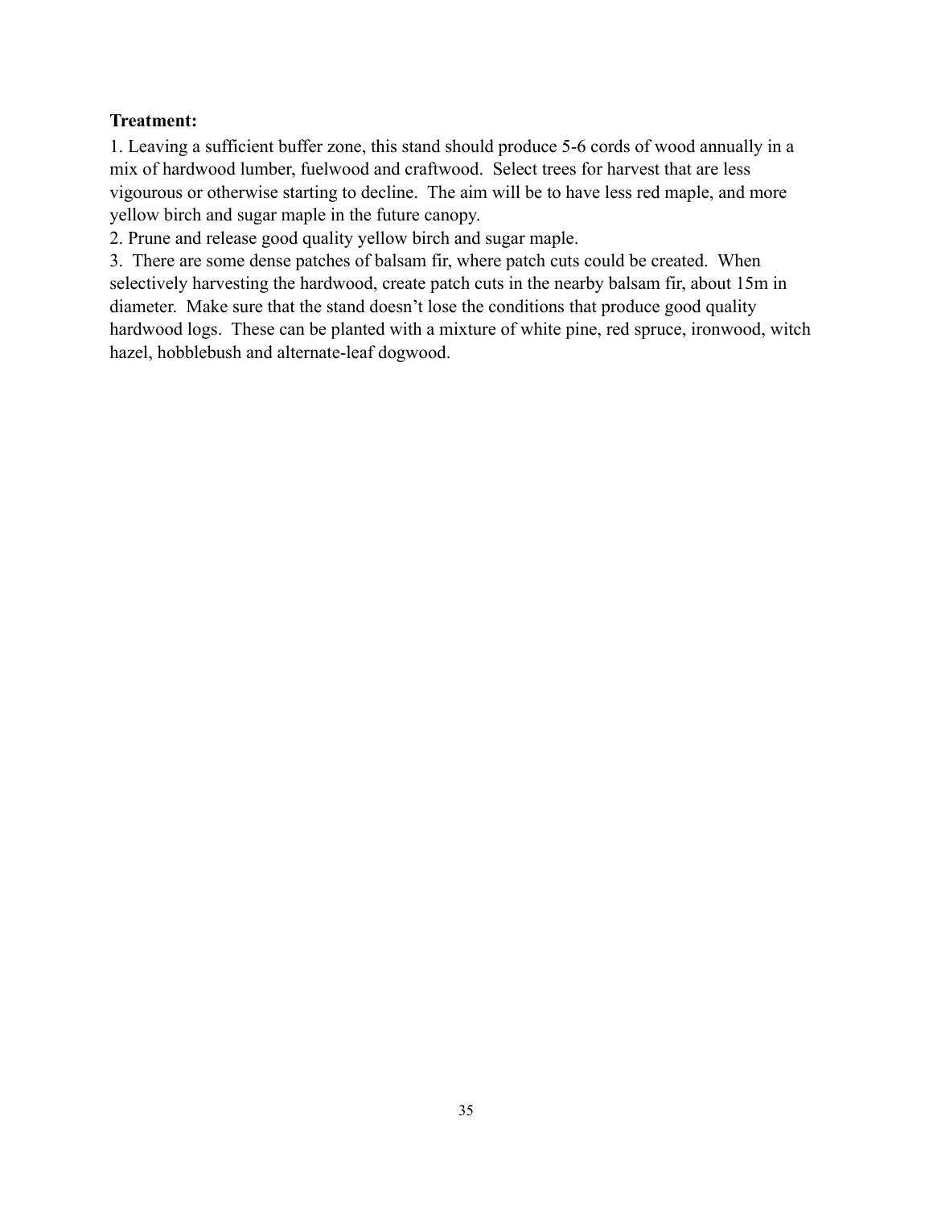**Treatment:**

1. Leaving a sufficient buffer zone, this stand should produce 5-6 cords of wood annually in a mix of hardwood lumber, fuelwood and craftwood. Select trees for harvest that are less vigourous or otherwise starting to decline. The aim will be to have less red maple, and more yellow birch and sugar maple in the future canopy.
2. Prune and release good quality yellow birch and sugar maple.
3. There are some dense patches of balsam fir, where patch cuts could be created. When selectively harvesting the hardwood, create patch cuts in the nearby balsam fir, about 15m in diameter. Make sure that the stand doesn't lose the conditions that produce good quality hardwood logs. These can be planted with a mixture of white pine, red spruce, ironwood, witch hazel, hobblebush and alternate-leaf dogwood.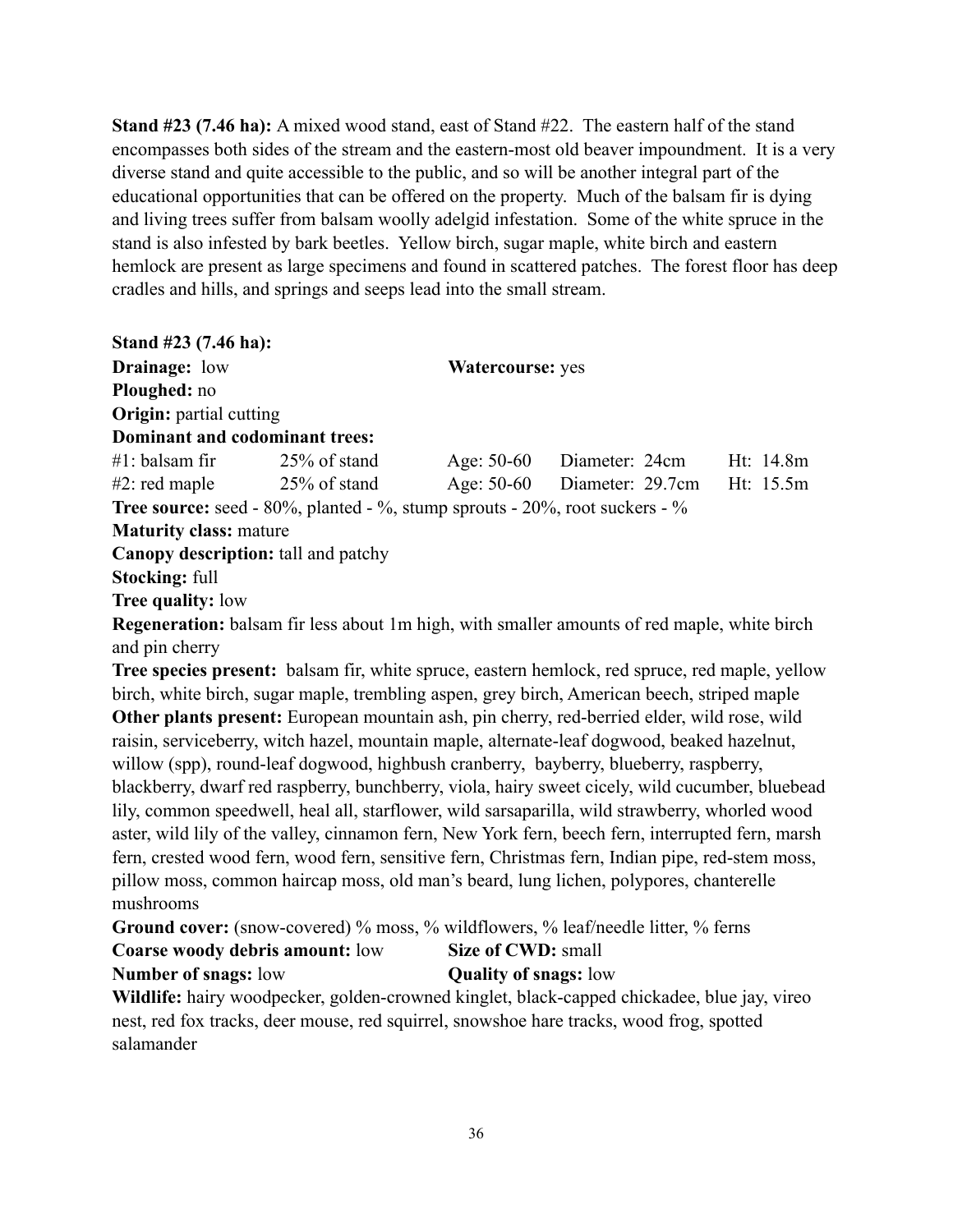**Stand #23 (7.46 ha):** A mixed wood stand, east of Stand #22. The eastern half of the stand encompasses both sides of the stream and the eastern-most old beaver impoundment. It is a very diverse stand and quite accessible to the public, and so will be another integral part of the educational opportunities that can be offered on the property. Much of the balsam fir is dying and living trees suffer from balsam woolly adelgid infestation. Some of the white spruce in the stand is also infested by bark beetles. Yellow birch, sugar maple, white birch and eastern hemlock are present as large specimens and found in scattered patches. The forest floor has deep cradles and hills, and springs and seeps lead into the small stream.

**Stand #23 (7.46 ha):**
**Drainage:** low **Watercourse:** yes
**Ploughed:** no
**Origin:** partial cutting
**Dominant and codominant trees:**

| | | | | |
|---|---|---|---|---|
| #1: balsam fir | 25% of stand | Age: 50-60 | Diameter: 24cm | Ht: 14.8m |
| #2: red maple | 25% of stand | Age: 50-60 | Diameter: 29.7cm | Ht: 15.5m |

**Tree source:** seed - 80%, planted - %, stump sprouts - 20%, root suckers - %
**Maturity class:** mature
**Canopy description:** tall and patchy
**Stocking:** full
**Tree quality:** low
**Regeneration:** balsam fir less about 1m high, with smaller amounts of red maple, white birch and pin cherry
**Tree species present:** balsam fir, white spruce, eastern hemlock, red spruce, red maple, yellow birch, white birch, sugar maple, trembling aspen, grey birch, American beech, striped maple
**Other plants present:** European mountain ash, pin cherry, red-berried elder, wild rose, wild raisin, serviceberry, witch hazel, mountain maple, alternate-leaf dogwood, beaked hazelnut, willow (spp), round-leaf dogwood, highbush cranberry, bayberry, blueberry, raspberry, blackberry, dwarf red raspberry, bunchberry, viola, hairy sweet cicely, wild cucumber, bluebead lily, common speedwell, heal all, starflower, wild sarsaparilla, wild strawberry, whorled wood aster, wild lily of the valley, cinnamon fern, New York fern, beech fern, interrupted fern, marsh fern, crested wood fern, wood fern, sensitive fern, Christmas fern, Indian pipe, red-stem moss, pillow moss, common haircap moss, old man's beard, lung lichen, polypores, chanterelle mushrooms
**Ground cover:** (snow-covered) % moss, % wildflowers, % leaf/needle litter, % ferns
**Coarse woody debris amount:** low **Size of CWD:** small
**Number of snags:** low **Quality of snags:** low
**Wildlife:** hairy woodpecker, golden-crowned kinglet, black-capped chickadee, blue jay, vireo nest, red fox tracks, deer mouse, red squirrel, snowshoe hare tracks, wood frog, spotted salamander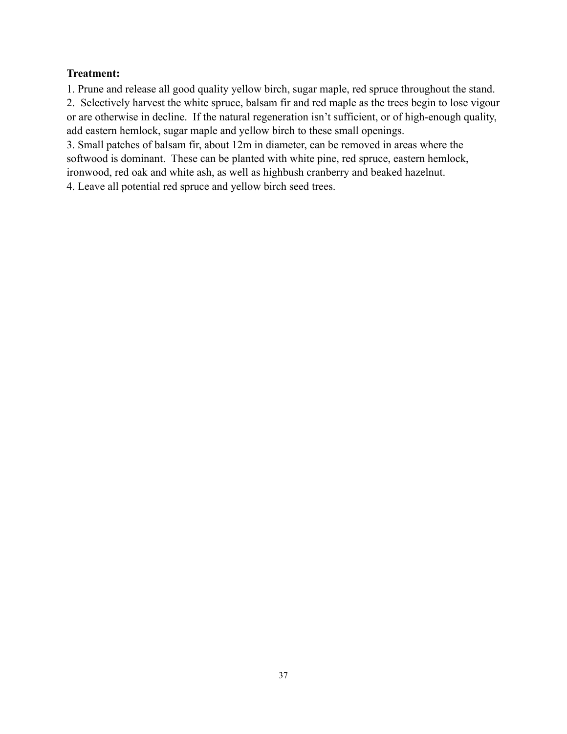**Treatment:**

1. Prune and release all good quality yellow birch, sugar maple, red spruce throughout the stand.
2. Selectively harvest the white spruce, balsam fir and red maple as the trees begin to lose vigour or are otherwise in decline. If the natural regeneration isn't sufficient, or of high-enough quality, add eastern hemlock, sugar maple and yellow birch to these small openings.
3. Small patches of balsam fir, about 12m in diameter, can be removed in areas where the softwood is dominant. These can be planted with white pine, red spruce, eastern hemlock, ironwood, red oak and white ash, as well as highbush cranberry and beaked hazelnut.
4. Leave all potential red spruce and yellow birch seed trees.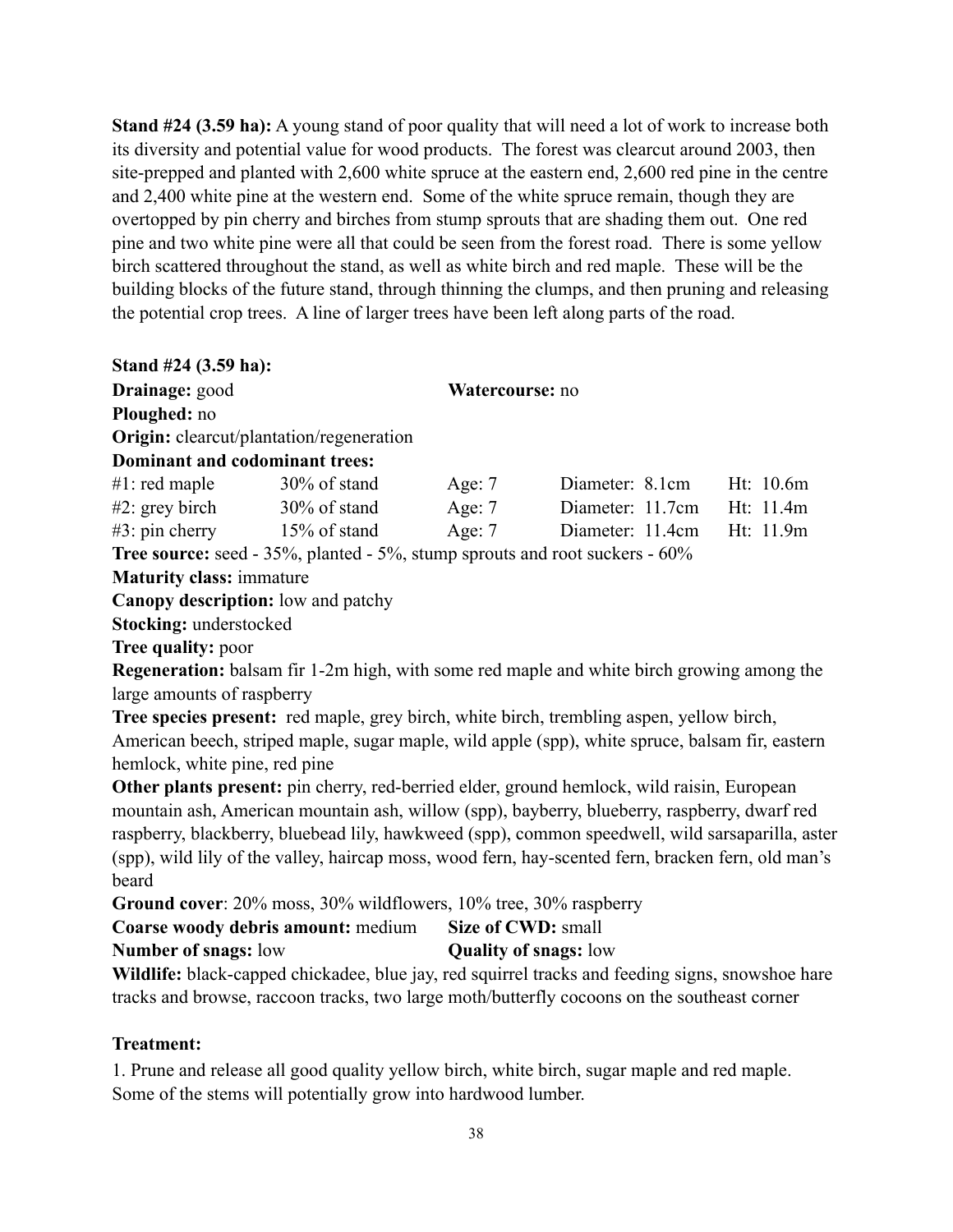**Stand #24 (3.59 ha):** A young stand of poor quality that will need a lot of work to increase both its diversity and potential value for wood products. The forest was clearcut around 2003, then site-prepped and planted with 2,600 white spruce at the eastern end, 2,600 red pine in the centre and 2,400 white pine at the western end. Some of the white spruce remain, though they are overtopped by pin cherry and birches from stump sprouts that are shading them out. One red pine and two white pine were all that could be seen from the forest road. There is some yellow birch scattered throughout the stand, as well as white birch and red maple. These will be the building blocks of the future stand, through thinning the clumps, and then pruning and releasing the potential crop trees. A line of larger trees have been left along parts of the road.

**Stand #24 (3.59 ha):**

**Drainage:** good **Watercourse:** no

**Ploughed:** no

**Origin:** clearcut/plantation/regeneration

**Dominant and codominant trees:**

| | | | | |
|---|---|---|---|---|
| #1: red maple | 30% of stand | Age: 7 | Diameter: 8.1cm | Ht: 10.6m |
| #2: grey birch | 30% of stand | Age: 7 | Diameter: 11.7cm | Ht: 11.4m |
| #3: pin cherry | 15% of stand | Age: 7 | Diameter: 11.4cm | Ht: 11.9m |

**Tree source:** seed - 35%, planted - 5%, stump sprouts and root suckers - 60%

**Maturity class:** immature

**Canopy description:** low and patchy

**Stocking:** understocked

**Tree quality:** poor

**Regeneration:** balsam fir 1-2m high, with some red maple and white birch growing among the large amounts of raspberry

**Tree species present:** red maple, grey birch, white birch, trembling aspen, yellow birch, American beech, striped maple, sugar maple, wild apple (spp), white spruce, balsam fir, eastern hemlock, white pine, red pine

**Other plants present:** pin cherry, red-berried elder, ground hemlock, wild raisin, European mountain ash, American mountain ash, willow (spp), bayberry, blueberry, raspberry, dwarf red raspberry, blackberry, bluebead lily, hawkweed (spp), common speedwell, wild sarsaparilla, aster (spp), wild lily of the valley, haircap moss, wood fern, hay-scented fern, bracken fern, old man's beard

**Ground cover**: 20% moss, 30% wildflowers, 10% tree, 30% raspberry

**Coarse woody debris amount:** medium **Size of CWD:** small

**Number of snags:** low **Quality of snags:** low

**Wildlife:** black-capped chickadee, blue jay, red squirrel tracks and feeding signs, snowshoe hare tracks and browse, raccoon tracks, two large moth/butterfly cocoons on the southeast corner

**Treatment:**

1. Prune and release all good quality yellow birch, white birch, sugar maple and red maple. Some of the stems will potentially grow into hardwood lumber.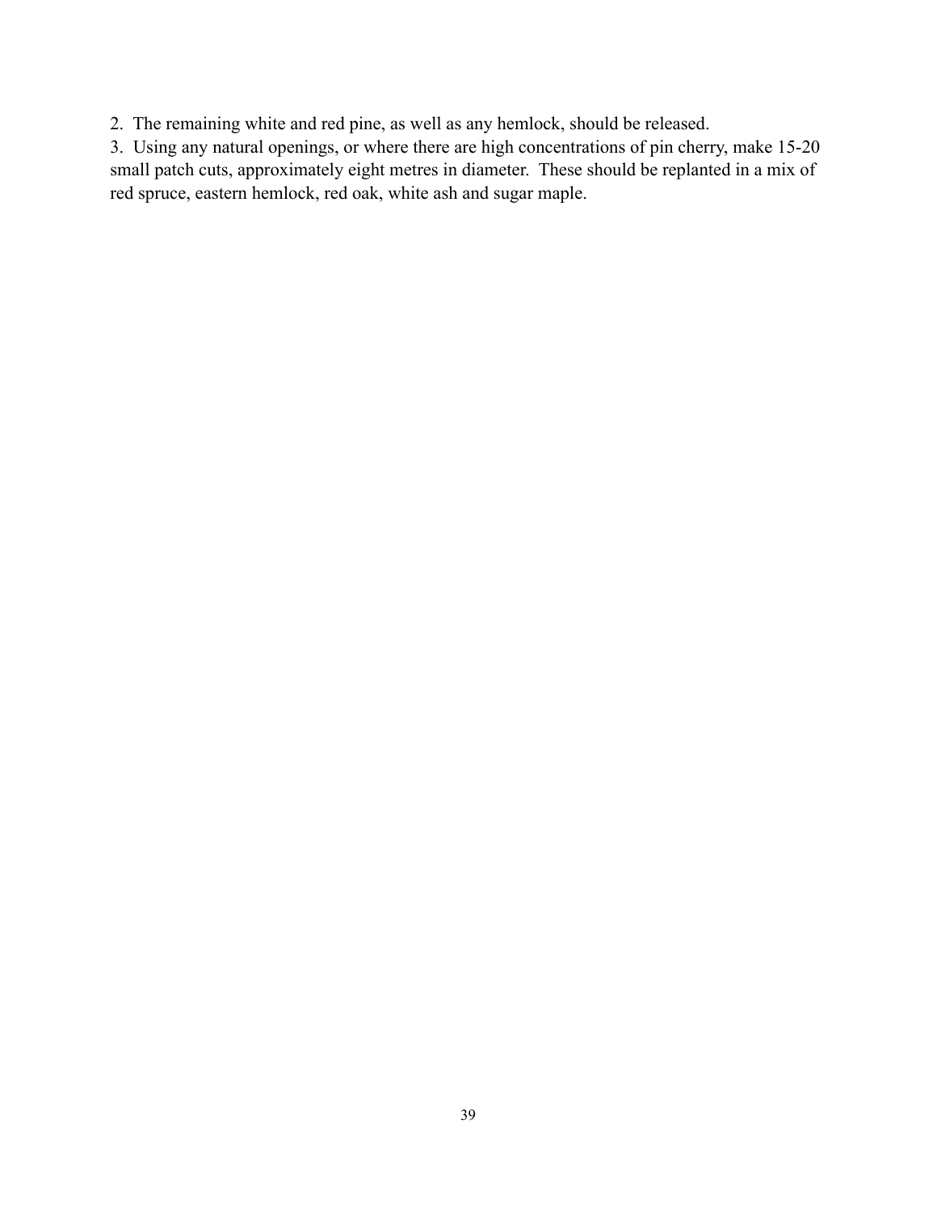2. The remaining white and red pine, as well as any hemlock, should be released.
3. Using any natural openings, or where there are high concentrations of pin cherry, make 15-20 small patch cuts, approximately eight metres in diameter. These should be replanted in a mix of red spruce, eastern hemlock, red oak, white ash and sugar maple.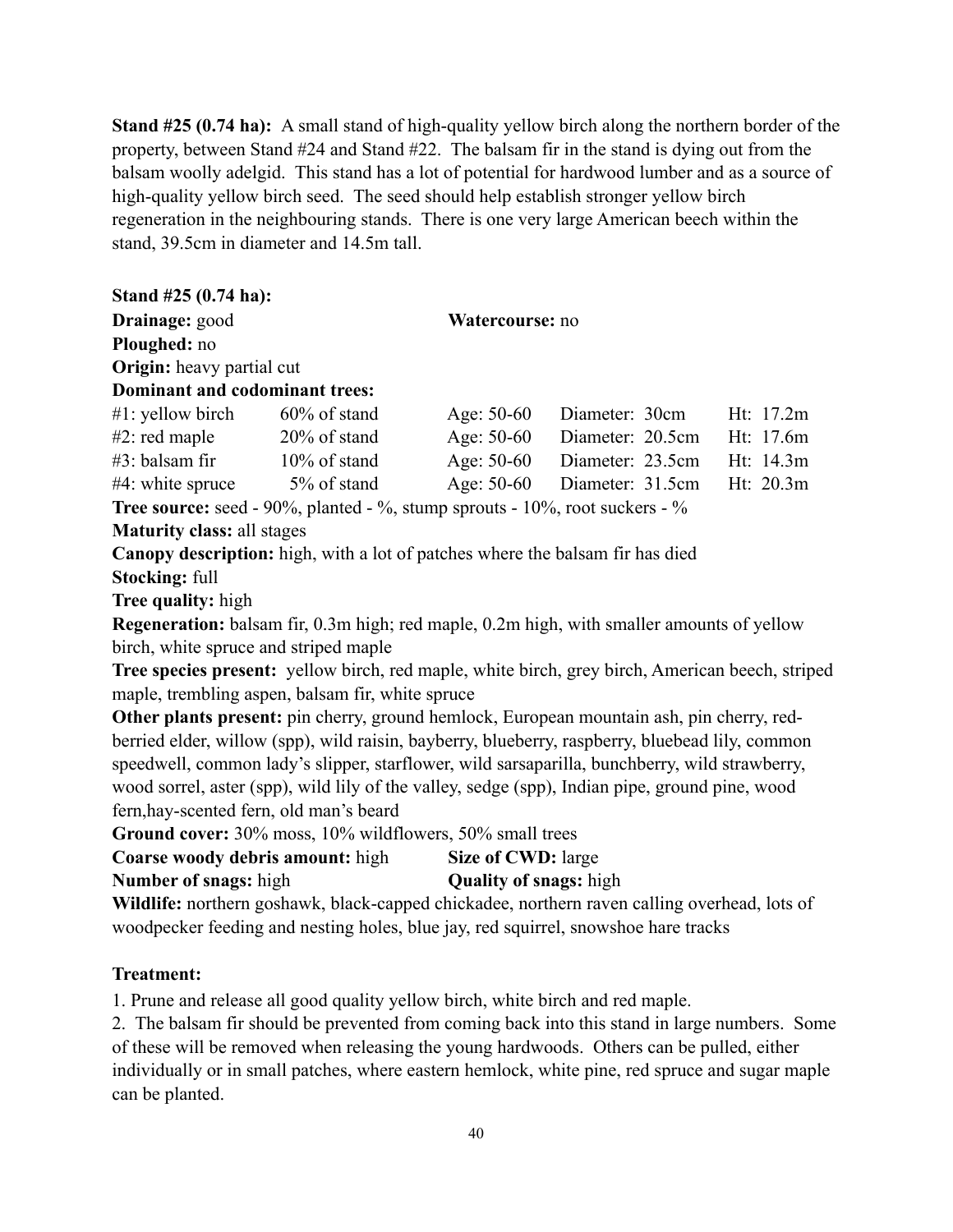**Stand #25 (0.74 ha):** A small stand of high-quality yellow birch along the northern border of the property, between Stand #24 and Stand #22. The balsam fir in the stand is dying out from the balsam woolly adelgid. This stand has a lot of potential for hardwood lumber and as a source of high-quality yellow birch seed. The seed should help establish stronger yellow birch regeneration in the neighbouring stands. There is one very large American beech within the stand, 39.5cm in diameter and 14.5m tall.

**Stand #25 (0.74 ha):**

**Drainage:** good **Watercourse:** no

**Ploughed:** no

**Origin:** heavy partial cut

**Dominant and codominant trees:**

| | | | | |
|---|---|---|---|---|
| #1: yellow birch | 60% of stand | Age: 50-60 | Diameter: 30cm | Ht: 17.2m |
| #2: red maple | 20% of stand | Age: 50-60 | Diameter: 20.5cm | Ht: 17.6m |
| #3: balsam fir | 10% of stand | Age: 50-60 | Diameter: 23.5cm | Ht: 14.3m |
| #4: white spruce | 5% of stand | Age: 50-60 | Diameter: 31.5cm | Ht: 20.3m |

**Tree source:** seed - 90%, planted - %, stump sprouts - 10%, root suckers - %

**Maturity class:** all stages

**Canopy description:** high, with a lot of patches where the balsam fir has died

**Stocking:** full

**Tree quality:** high

**Regeneration:** balsam fir, 0.3m high; red maple, 0.2m high, with smaller amounts of yellow birch, white spruce and striped maple

**Tree species present:** yellow birch, red maple, white birch, grey birch, American beech, striped maple, trembling aspen, balsam fir, white spruce

**Other plants present:** pin cherry, ground hemlock, European mountain ash, pin cherry, red-berried elder, willow (spp), wild raisin, bayberry, blueberry, raspberry, bluebead lily, common speedwell, common lady's slipper, starflower, wild sarsaparilla, bunchberry, wild strawberry, wood sorrel, aster (spp), wild lily of the valley, sedge (spp), Indian pipe, ground pine, wood fern,hay-scented fern, old man's beard

**Ground cover:** 30% moss, 10% wildflowers, 50% small trees

**Coarse woody debris amount:** high **Size of CWD:** large

**Number of snags:** high **Quality of snags:** high

**Wildlife:** northern goshawk, black-capped chickadee, northern raven calling overhead, lots of woodpecker feeding and nesting holes, blue jay, red squirrel, snowshoe hare tracks

**Treatment:**

1. Prune and release all good quality yellow birch, white birch and red maple.
2. The balsam fir should be prevented from coming back into this stand in large numbers. Some of these will be removed when releasing the young hardwoods. Others can be pulled, either individually or in small patches, where eastern hemlock, white pine, red spruce and sugar maple can be planted.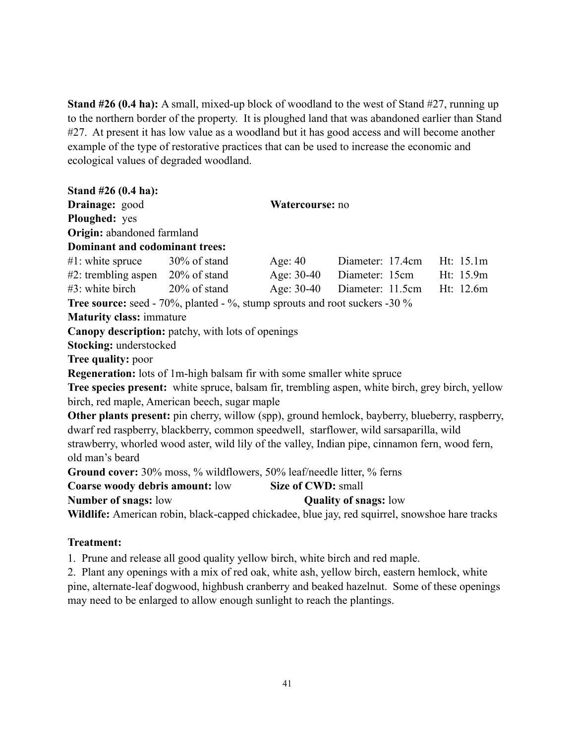**Stand #26 (0.4 ha):** A small, mixed-up block of woodland to the west of Stand #27, running up to the northern border of the property. It is ploughed land that was abandoned earlier than Stand #27. At present it has low value as a woodland but it has good access and will become another example of the type of restorative practices that can be used to increase the economic and ecological values of degraded woodland.

**Stand #26 (0.4 ha):**
**Drainage:** good **Watercourse:** no
**Ploughed:** yes
**Origin:** abandoned farmland
**Dominant and codominant trees:**

| | | | | |
|---|---|---|---|---|
| #1: white spruce | 30% of stand | Age: 40 | Diameter: 17.4cm | Ht: 15.1m |
| #2: trembling aspen | 20% of stand | Age: 30-40 | Diameter: 15cm | Ht: 15.9m |
| #3: white birch | 20% of stand | Age: 30-40 | Diameter: 11.5cm | Ht: 12.6m |

**Tree source:** seed - 70%, planted - %, stump sprouts and root suckers -30 %
**Maturity class:** immature
**Canopy description:** patchy, with lots of openings
**Stocking:** understocked
**Tree quality:** poor
**Regeneration:** lots of 1m-high balsam fir with some smaller white spruce
**Tree species present:** white spruce, balsam fir, trembling aspen, white birch, grey birch, yellow birch, red maple, American beech, sugar maple
**Other plants present:** pin cherry, willow (spp), ground hemlock, bayberry, blueberry, raspberry, dwarf red raspberry, blackberry, common speedwell, starflower, wild sarsaparilla, wild strawberry, whorled wood aster, wild lily of the valley, Indian pipe, cinnamon fern, wood fern, old man's beard
**Ground cover:** 30% moss, % wildflowers, 50% leaf/needle litter, % ferns
**Coarse woody debris amount:** low **Size of CWD:** small
**Number of snags:** low **Quality of snags:** low
**Wildlife:** American robin, black-capped chickadee, blue jay, red squirrel, snowshoe hare tracks

**Treatment:**

1. Prune and release all good quality yellow birch, white birch and red maple.
2. Plant any openings with a mix of red oak, white ash, yellow birch, eastern hemlock, white pine, alternate-leaf dogwood, highbush cranberry and beaked hazelnut. Some of these openings may need to be enlarged to allow enough sunlight to reach the plantings.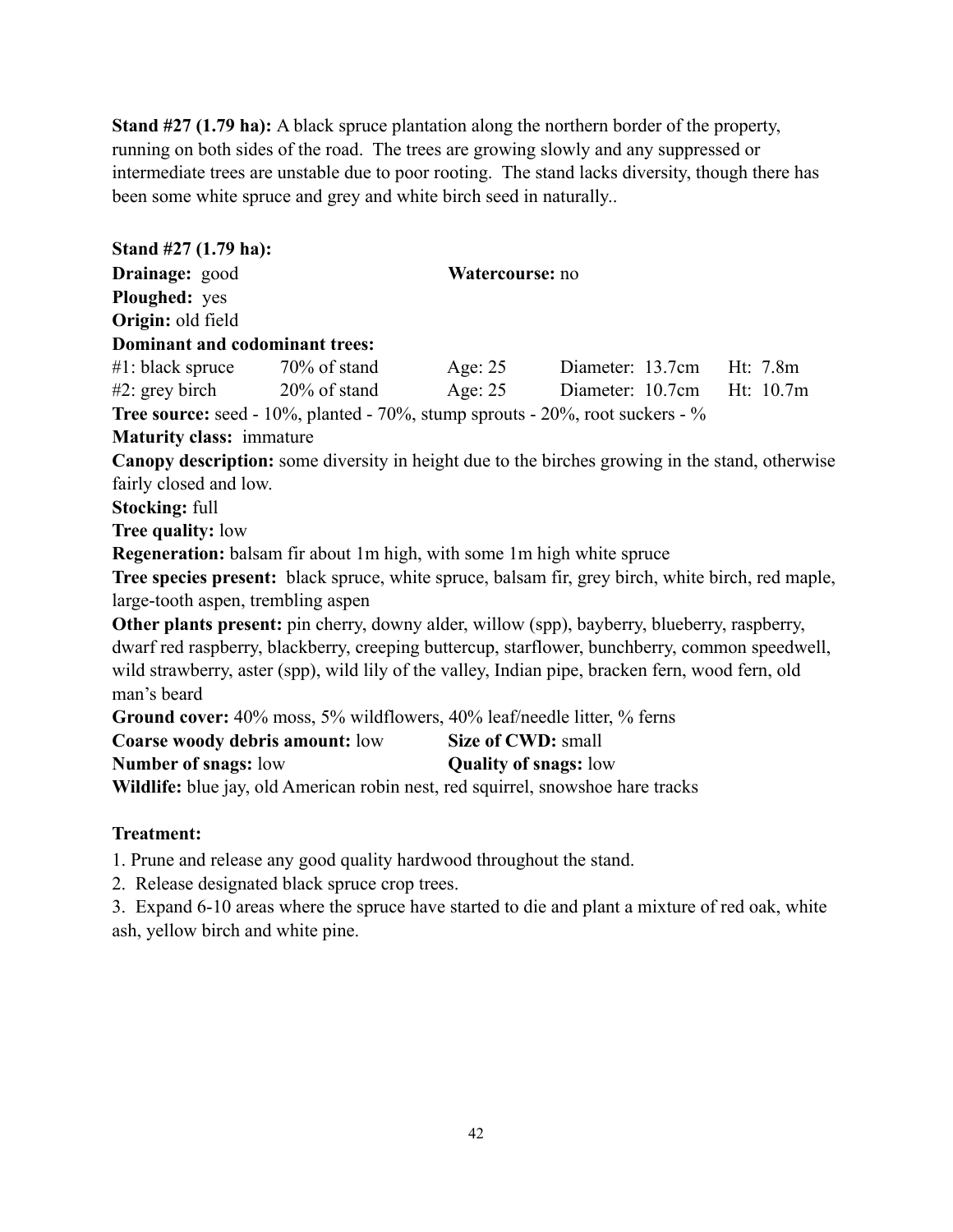**Stand #27 (1.79 ha):** A black spruce plantation along the northern border of the property, running on both sides of the road. The trees are growing slowly and any suppressed or intermediate trees are unstable due to poor rooting. The stand lacks diversity, though there has been some white spruce and grey and white birch seed in naturally..

**Stand #27 (1.79 ha):**

**Drainage:** good **Watercourse:** no

**Ploughed:** yes

**Origin:** old field

**Dominant and codominant trees:**

| | | | | |
|---|---|---|---|---|
| #1: black spruce | 70% of stand | Age: 25 | Diameter: 13.7cm | Ht: 7.8m |
| #2: grey birch | 20% of stand | Age: 25 | Diameter: 10.7cm | Ht: 10.7m |

**Tree source:** seed - 10%, planted - 70%, stump sprouts - 20%, root suckers - %

**Maturity class:** immature

**Canopy description:** some diversity in height due to the birches growing in the stand, otherwise fairly closed and low.

**Stocking:** full

**Tree quality:** low

**Regeneration:** balsam fir about 1m high, with some 1m high white spruce

**Tree species present:** black spruce, white spruce, balsam fir, grey birch, white birch, red maple, large-tooth aspen, trembling aspen

**Other plants present:** pin cherry, downy alder, willow (spp), bayberry, blueberry, raspberry, dwarf red raspberry, blackberry, creeping buttercup, starflower, bunchberry, common speedwell, wild strawberry, aster (spp), wild lily of the valley, Indian pipe, bracken fern, wood fern, old man's beard

**Ground cover:** 40% moss, 5% wildflowers, 40% leaf/needle litter, % ferns

**Coarse woody debris amount:** low **Size of CWD:** small

**Number of snags:** low **Quality of snags:** low

**Wildlife:** blue jay, old American robin nest, red squirrel, snowshoe hare tracks

**Treatment:**

1. Prune and release any good quality hardwood throughout the stand.
2. Release designated black spruce crop trees.
3. Expand 6-10 areas where the spruce have started to die and plant a mixture of red oak, white ash, yellow birch and white pine.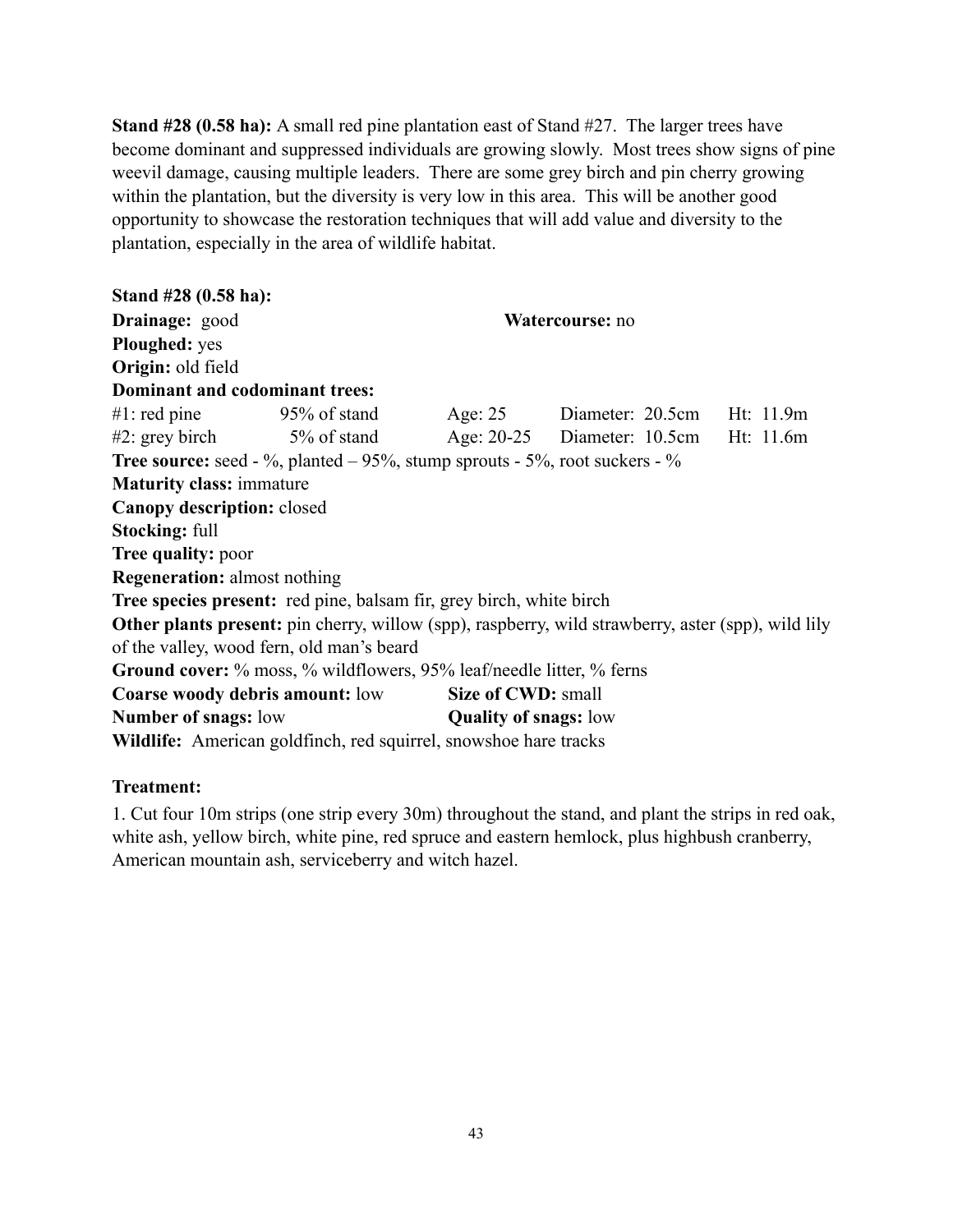**Stand #28 (0.58 ha):** A small red pine plantation east of Stand #27. The larger trees have become dominant and suppressed individuals are growing slowly. Most trees show signs of pine weevil damage, causing multiple leaders. There are some grey birch and pin cherry growing within the plantation, but the diversity is very low in this area. This will be another good opportunity to showcase the restoration techniques that will add value and diversity to the plantation, especially in the area of wildlife habitat.

**Stand #28 (0.58 ha):**
**Drainage:** good **Watercourse:** no
**Ploughed:** yes
**Origin:** old field
**Dominant and codominant trees:**

| | | | | |
|---|---|---|---|---|
| #1: red pine | 95% of stand | Age: 25 | Diameter: 20.5cm | Ht: 11.9m |
| #2: grey birch | 5% of stand | Age: 20-25 | Diameter: 10.5cm | Ht: 11.6m |

**Tree source:** seed - %, planted – 95%, stump sprouts - 5%, root suckers - %
**Maturity class:** immature
**Canopy description:** closed
**Stocking:** full
**Tree quality:** poor
**Regeneration:** almost nothing
**Tree species present:** red pine, balsam fir, grey birch, white birch
**Other plants present:** pin cherry, willow (spp), raspberry, wild strawberry, aster (spp), wild lily of the valley, wood fern, old man's beard
**Ground cover:** % moss, % wildflowers, 95% leaf/needle litter, % ferns
**Coarse woody debris amount:** low **Size of CWD:** small
**Number of snags:** low **Quality of snags:** low
**Wildlife:** American goldfinch, red squirrel, snowshoe hare tracks

**Treatment:**

1. Cut four 10m strips (one strip every 30m) throughout the stand, and plant the strips in red oak, white ash, yellow birch, white pine, red spruce and eastern hemlock, plus highbush cranberry, American mountain ash, serviceberry and witch hazel.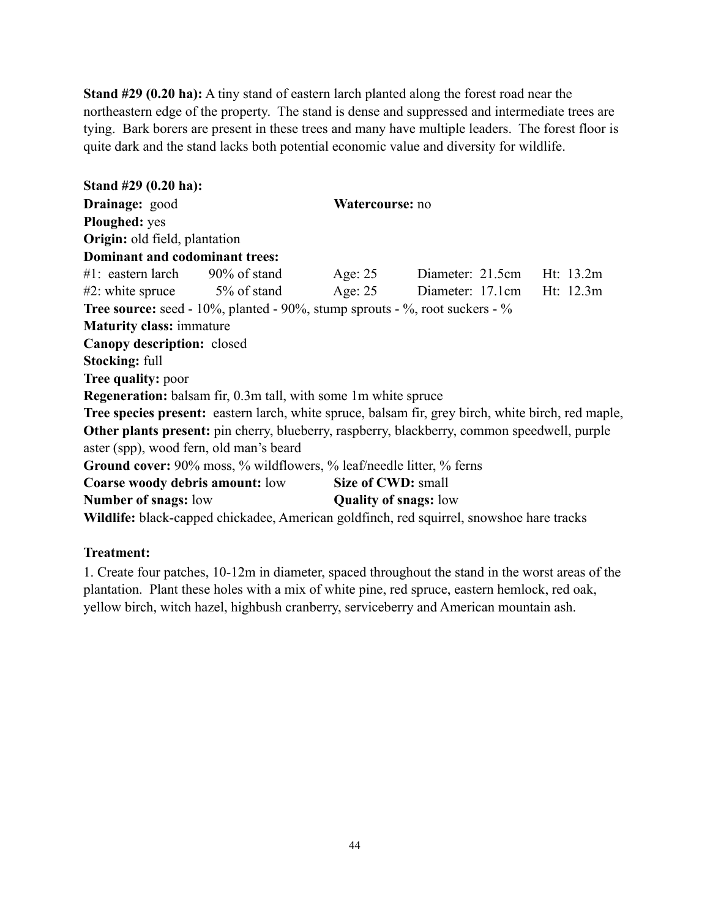**Stand #29 (0.20 ha):** A tiny stand of eastern larch planted along the forest road near the northeastern edge of the property. The stand is dense and suppressed and intermediate trees are tying. Bark borers are present in these trees and many have multiple leaders. The forest floor is quite dark and the stand lacks both potential economic value and diversity for wildlife.

**Stand #29 (0.20 ha):**
**Drainage:** good **Watercourse:** no
**Ploughed:** yes
**Origin:** old field, plantation
**Dominant and codominant trees:**

| | | | | |
|---|---|---|---|---|
| #1: eastern larch | 90% of stand | Age: 25 | Diameter: 21.5cm | Ht: 13.2m |
| #2: white spruce | 5% of stand | Age: 25 | Diameter: 17.1cm | Ht: 12.3m |

**Tree source:** seed - 10%, planted - 90%, stump sprouts - %, root suckers - %
**Maturity class:** immature
**Canopy description:** closed
**Stocking:** full
**Tree quality:** poor
**Regeneration:** balsam fir, 0.3m tall, with some 1m white spruce
**Tree species present:** eastern larch, white spruce, balsam fir, grey birch, white birch, red maple,
**Other plants present:** pin cherry, blueberry, raspberry, blackberry, common speedwell, purple aster (spp), wood fern, old man's beard
**Ground cover:** 90% moss, % wildflowers, % leaf/needle litter, % ferns
**Coarse woody debris amount:** low **Size of CWD:** small
**Number of snags:** low **Quality of snags:** low
**Wildlife:** black-capped chickadee, American goldfinch, red squirrel, snowshoe hare tracks

**Treatment:**

1. Create four patches, 10-12m in diameter, spaced throughout the stand in the worst areas of the plantation. Plant these holes with a mix of white pine, red spruce, eastern hemlock, red oak, yellow birch, witch hazel, highbush cranberry, serviceberry and American mountain ash.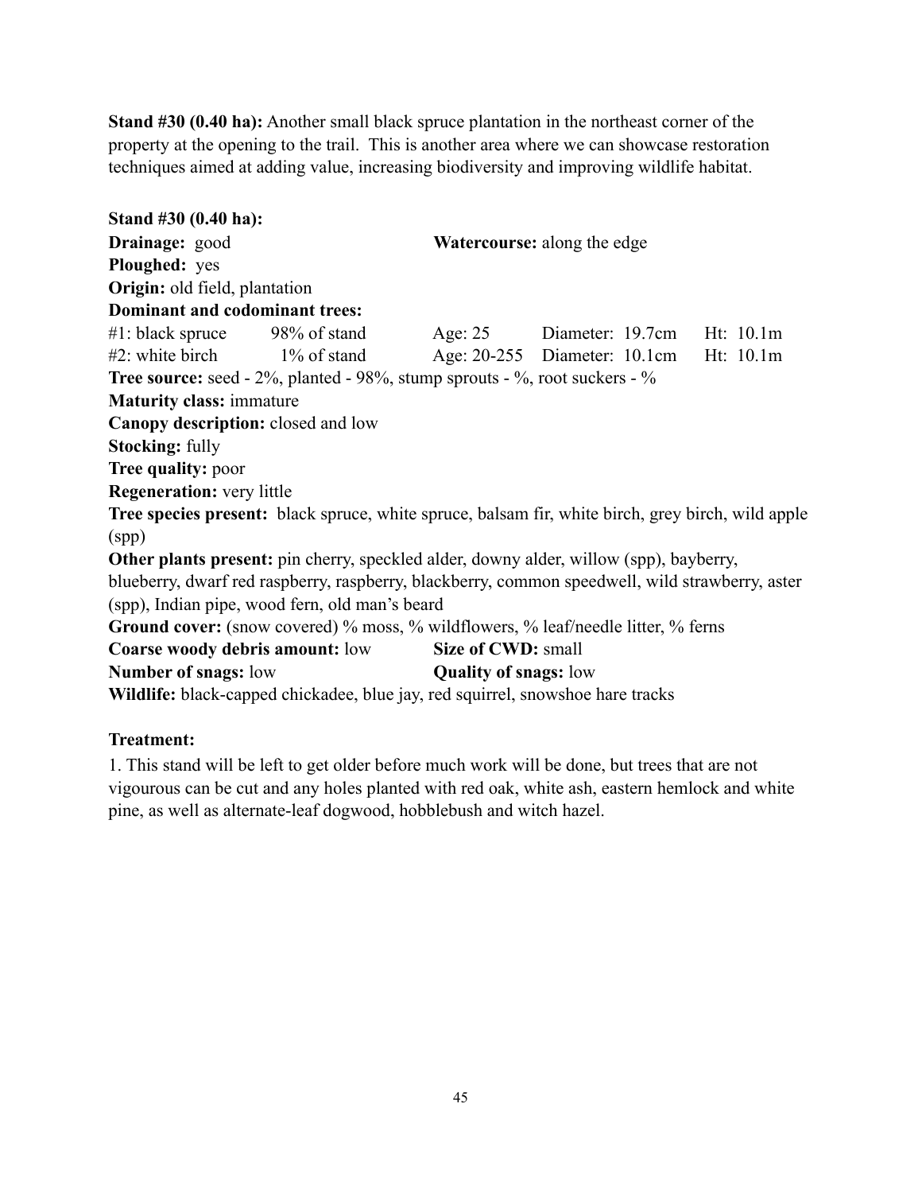**Stand #30 (0.40 ha):** Another small black spruce plantation in the northeast corner of the property at the opening to the trail. This is another area where we can showcase restoration techniques aimed at adding value, increasing biodiversity and improving wildlife habitat.

**Stand #30 (0.40 ha):**
**Drainage:** good **Watercourse:** along the edge
**Ploughed:** yes
**Origin:** old field, plantation
**Dominant and codominant trees:**

| | | | | |
|---|---|---|---|---|
| #1: black spruce | 98% of stand | Age: 25 | Diameter: 19.7cm | Ht: 10.1m |
| #2: white birch | 1% of stand | Age: 20-255 | Diameter: 10.1cm | Ht: 10.1m |

**Tree source:** seed - 2%, planted - 98%, stump sprouts - %, root suckers - %
**Maturity class:** immature
**Canopy description:** closed and low
**Stocking:** fully
**Tree quality:** poor
**Regeneration:** very little
**Tree species present:** black spruce, white spruce, balsam fir, white birch, grey birch, wild apple (spp)
**Other plants present:** pin cherry, speckled alder, downy alder, willow (spp), bayberry, blueberry, dwarf red raspberry, raspberry, blackberry, common speedwell, wild strawberry, aster (spp), Indian pipe, wood fern, old man's beard
**Ground cover:** (snow covered) % moss, % wildflowers, % leaf/needle litter, % ferns
**Coarse woody debris amount:** low **Size of CWD:** small
**Number of snags:** low **Quality of snags:** low
**Wildlife:** black-capped chickadee, blue jay, red squirrel, snowshoe hare tracks

**Treatment:**

1. This stand will be left to get older before much work will be done, but trees that are not vigourous can be cut and any holes planted with red oak, white ash, eastern hemlock and white pine, as well as alternate-leaf dogwood, hobblebush and witch hazel.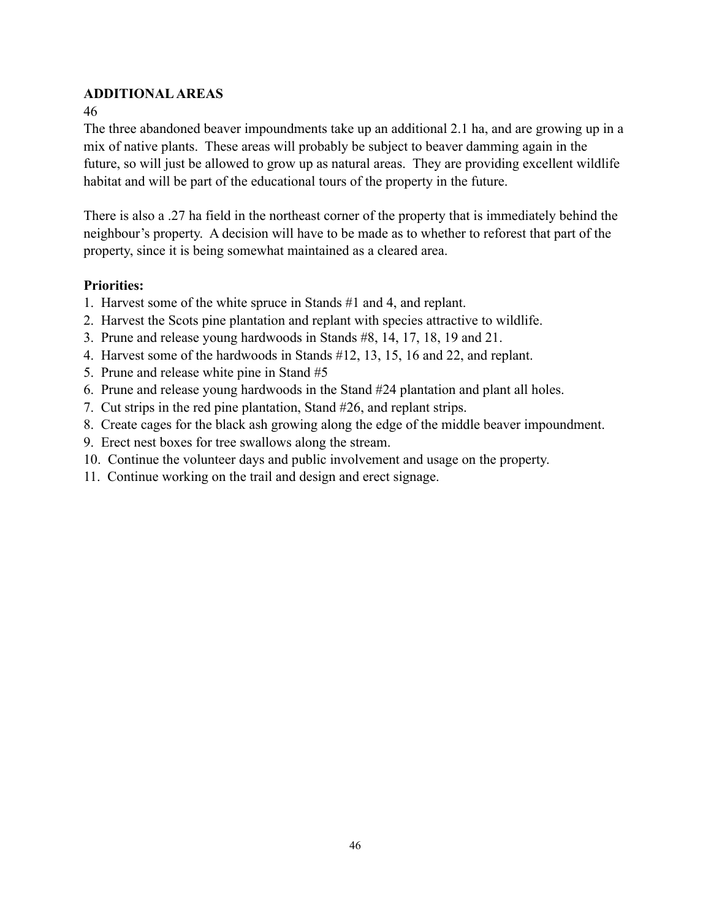## ADDITIONAL AREAS

The three abandoned beaver impoundments take up an additional 2.1 ha, and are growing up in a mix of native plants. These areas will probably be subject to beaver damming again in the future, so will just be allowed to grow up as natural areas. They are providing excellent wildlife habitat and will be part of the educational tours of the property in the future.

There is also a .27 ha field in the northeast corner of the property that is immediately behind the neighbour's property. A decision will have to be made as to whether to reforest that part of the property, since it is being somewhat maintained as a cleared area.

**Priorities:**

1. Harvest some of the white spruce in Stands #1 and 4, and replant.
2. Harvest the Scots pine plantation and replant with species attractive to wildlife.
3. Prune and release young hardwoods in Stands #8, 14, 17, 18, 19 and 21.
4. Harvest some of the hardwoods in Stands #12, 13, 15, 16 and 22, and replant.
5. Prune and release white pine in Stand #5
6. Prune and release young hardwoods in the Stand #24 plantation and plant all holes.
7. Cut strips in the red pine plantation, Stand #26, and replant strips.
8. Create cages for the black ash growing along the edge of the middle beaver impoundment.
9. Erect nest boxes for tree swallows along the stream.
10. Continue the volunteer days and public involvement and usage on the property.
11. Continue working on the trail and design and erect signage.